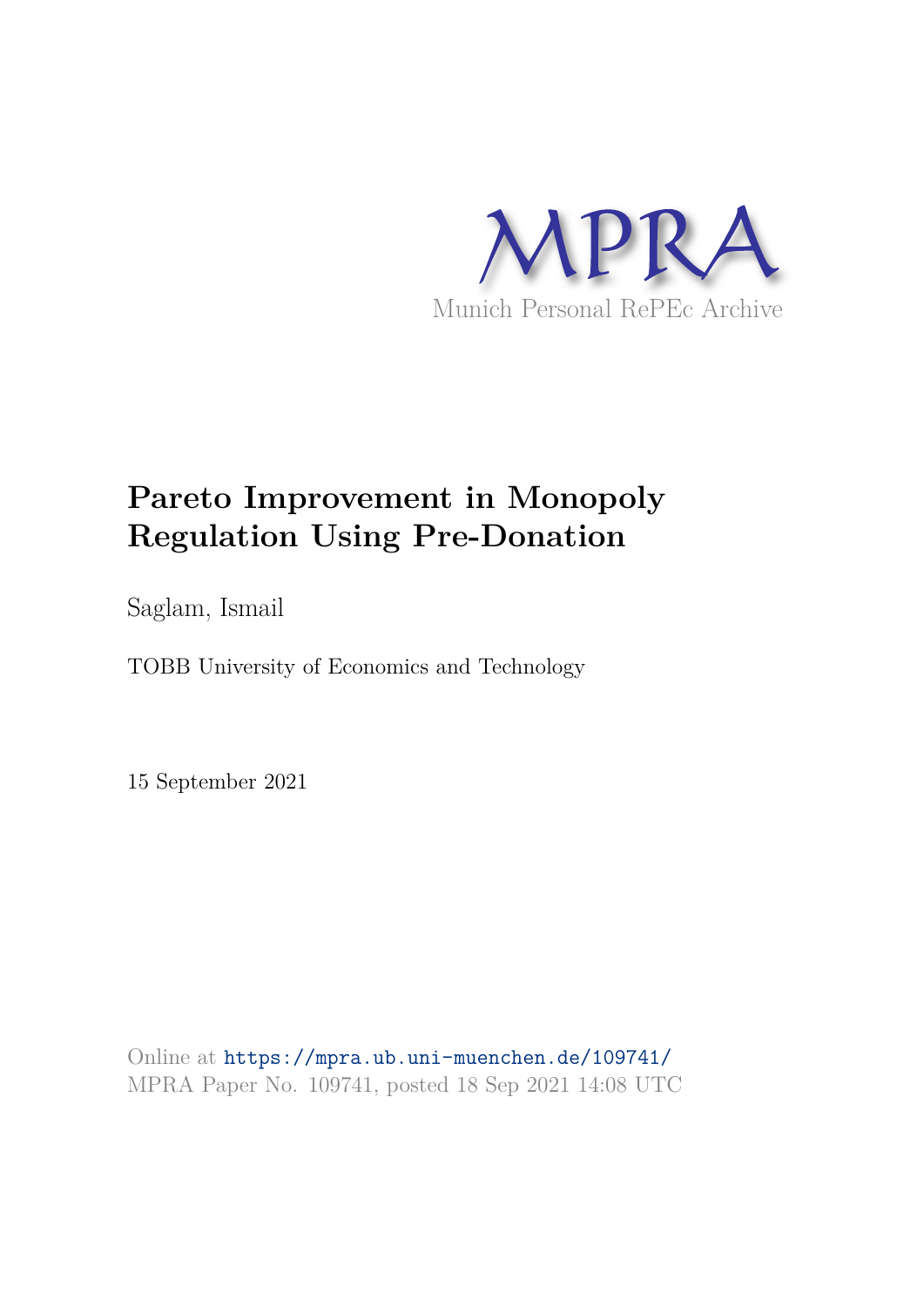MPRA

Munich Personal RePEc Archive

# Pareto Improvement in Monopoly Regulation Using Pre-Donation

Saglam, Ismail

TOBB University of Economics and Technology

15 September 2021

Online at https://mpra.ub.uni-muenchen.de/109741/
MPRA Paper No. 109741, posted 18 Sep 2021 14:08 UTC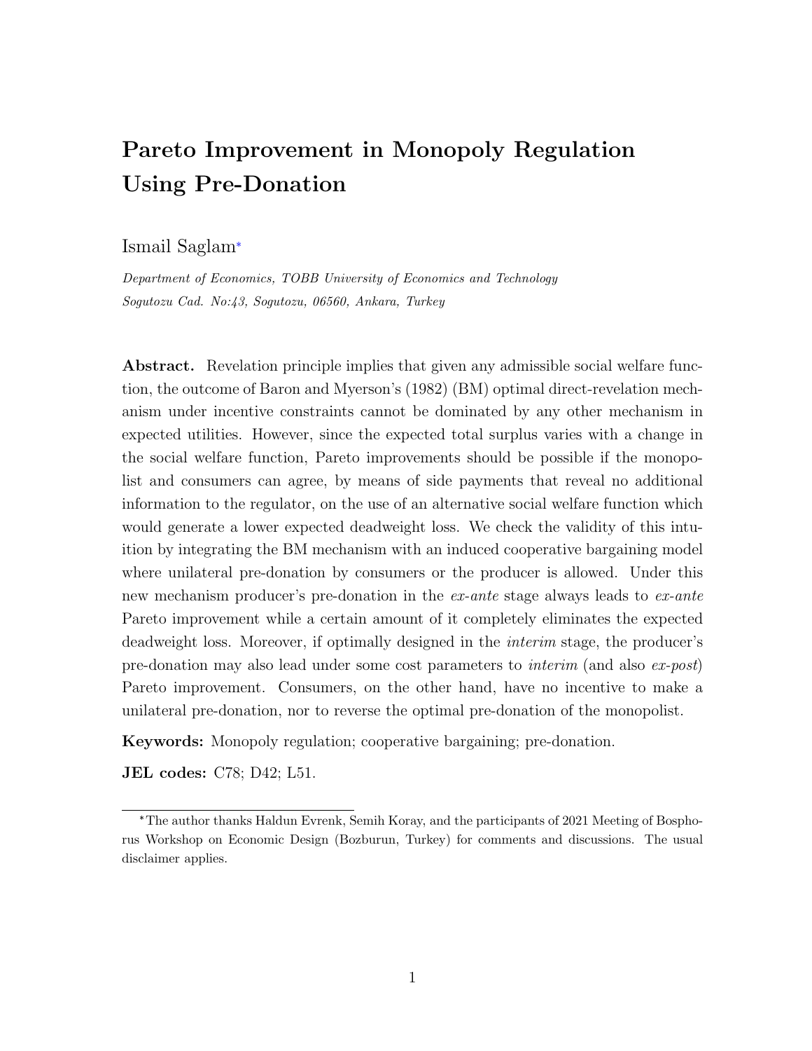# Pareto Improvement in Monopoly Regulation Using Pre-Donation

Ismail Saglam*

*Department of Economics, TOBB University of Economics and Technology*
*Sogutozu Cad. No:43, Sogutozu, 06560, Ankara, Turkey*

**Abstract.** Revelation principle implies that given any admissible social welfare function, the outcome of Baron and Myerson's (1982) (BM) optimal direct-revelation mechanism under incentive constraints cannot be dominated by any other mechanism in expected utilities. However, since the expected total surplus varies with a change in the social welfare function, Pareto improvements should be possible if the monopolist and consumers can agree, by means of side payments that reveal no additional information to the regulator, on the use of an alternative social welfare function which would generate a lower expected deadweight loss. We check the validity of this intuition by integrating the BM mechanism with an induced cooperative bargaining model where unilateral pre-donation by consumers or the producer is allowed. Under this new mechanism producer's pre-donation in the *ex-ante* stage always leads to *ex-ante* Pareto improvement while a certain amount of it completely eliminates the expected deadweight loss. Moreover, if optimally designed in the *interim* stage, the producer's pre-donation may also lead under some cost parameters to *interim* (and also *ex-post*) Pareto improvement. Consumers, on the other hand, have no incentive to make a unilateral pre-donation, nor to reverse the optimal pre-donation of the monopolist.

**Keywords:** Monopoly regulation; cooperative bargaining; pre-donation.

**JEL codes:** C78; D42; L51.

---

*The author thanks Haldun Evrenk, Semih Koray, and the participants of 2021 Meeting of Bosphorus Workshop on Economic Design (Bozburun, Turkey) for comments and discussions. The usual disclaimer applies.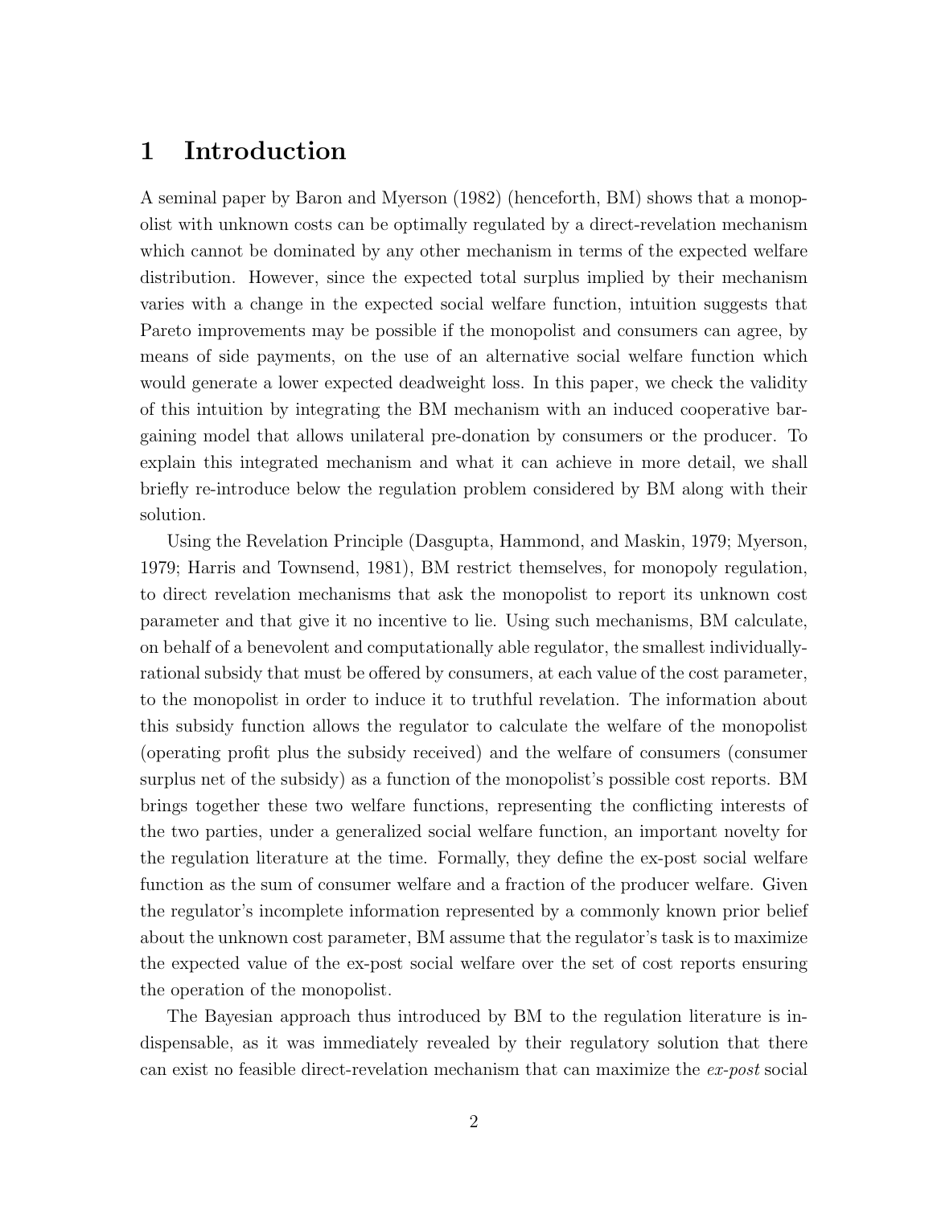# 1 Introduction

A seminal paper by Baron and Myerson (1982) (henceforth, BM) shows that a monopolist with unknown costs can be optimally regulated by a direct-revelation mechanism which cannot be dominated by any other mechanism in terms of the expected welfare distribution. However, since the expected total surplus implied by their mechanism varies with a change in the expected social welfare function, intuition suggests that Pareto improvements may be possible if the monopolist and consumers can agree, by means of side payments, on the use of an alternative social welfare function which would generate a lower expected deadweight loss. In this paper, we check the validity of this intuition by integrating the BM mechanism with an induced cooperative bargaining model that allows unilateral pre-donation by consumers or the producer. To explain this integrated mechanism and what it can achieve in more detail, we shall briefly re-introduce below the regulation problem considered by BM along with their solution.

Using the Revelation Principle (Dasgupta, Hammond, and Maskin, 1979; Myerson, 1979; Harris and Townsend, 1981), BM restrict themselves, for monopoly regulation, to direct revelation mechanisms that ask the monopolist to report its unknown cost parameter and that give it no incentive to lie. Using such mechanisms, BM calculate, on behalf of a benevolent and computationally able regulator, the smallest individually-rational subsidy that must be offered by consumers, at each value of the cost parameter, to the monopolist in order to induce it to truthful revelation. The information about this subsidy function allows the regulator to calculate the welfare of the monopolist (operating profit plus the subsidy received) and the welfare of consumers (consumer surplus net of the subsidy) as a function of the monopolist's possible cost reports. BM brings together these two welfare functions, representing the conflicting interests of the two parties, under a generalized social welfare function, an important novelty for the regulation literature at the time. Formally, they define the ex-post social welfare function as the sum of consumer welfare and a fraction of the producer welfare. Given the regulator's incomplete information represented by a commonly known prior belief about the unknown cost parameter, BM assume that the regulator's task is to maximize the expected value of the ex-post social welfare over the set of cost reports ensuring the operation of the monopolist.

The Bayesian approach thus introduced by BM to the regulation literature is indispensable, as it was immediately revealed by their regulatory solution that there can exist no feasible direct-revelation mechanism that can maximize the *ex-post* social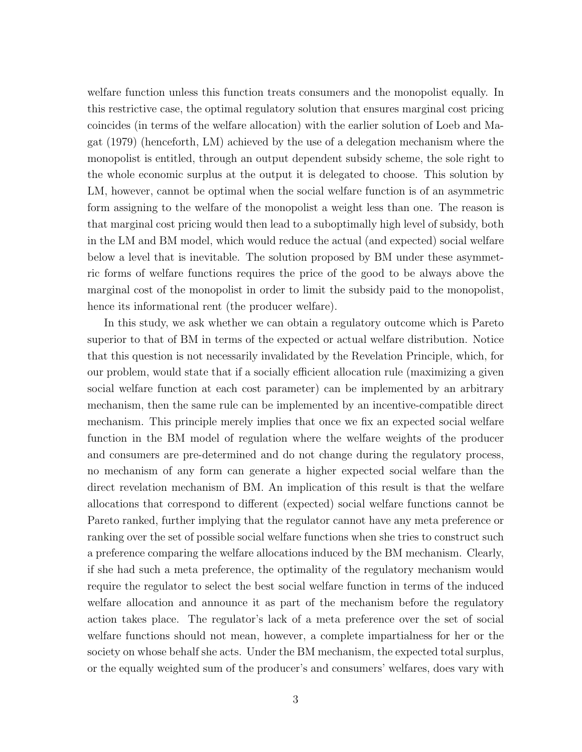welfare function unless this function treats consumers and the monopolist equally. In this restrictive case, the optimal regulatory solution that ensures marginal cost pricing coincides (in terms of the welfare allocation) with the earlier solution of Loeb and Magat (1979) (henceforth, LM) achieved by the use of a delegation mechanism where the monopolist is entitled, through an output dependent subsidy scheme, the sole right to the whole economic surplus at the output it is delegated to choose. This solution by LM, however, cannot be optimal when the social welfare function is of an asymmetric form assigning to the welfare of the monopolist a weight less than one. The reason is that marginal cost pricing would then lead to a suboptimally high level of subsidy, both in the LM and BM model, which would reduce the actual (and expected) social welfare below a level that is inevitable. The solution proposed by BM under these asymmetric forms of welfare functions requires the price of the good to be always above the marginal cost of the monopolist in order to limit the subsidy paid to the monopolist, hence its informational rent (the producer welfare).

In this study, we ask whether we can obtain a regulatory outcome which is Pareto superior to that of BM in terms of the expected or actual welfare distribution. Notice that this question is not necessarily invalidated by the Revelation Principle, which, for our problem, would state that if a socially efficient allocation rule (maximizing a given social welfare function at each cost parameter) can be implemented by an arbitrary mechanism, then the same rule can be implemented by an incentive-compatible direct mechanism. This principle merely implies that once we fix an expected social welfare function in the BM model of regulation where the welfare weights of the producer and consumers are pre-determined and do not change during the regulatory process, no mechanism of any form can generate a higher expected social welfare than the direct revelation mechanism of BM. An implication of this result is that the welfare allocations that correspond to different (expected) social welfare functions cannot be Pareto ranked, further implying that the regulator cannot have any meta preference or ranking over the set of possible social welfare functions when she tries to construct such a preference comparing the welfare allocations induced by the BM mechanism. Clearly, if she had such a meta preference, the optimality of the regulatory mechanism would require the regulator to select the best social welfare function in terms of the induced welfare allocation and announce it as part of the mechanism before the regulatory action takes place. The regulator's lack of a meta preference over the set of social welfare functions should not mean, however, a complete impartialness for her or the society on whose behalf she acts. Under the BM mechanism, the expected total surplus, or the equally weighted sum of the producer's and consumers' welfares, does vary with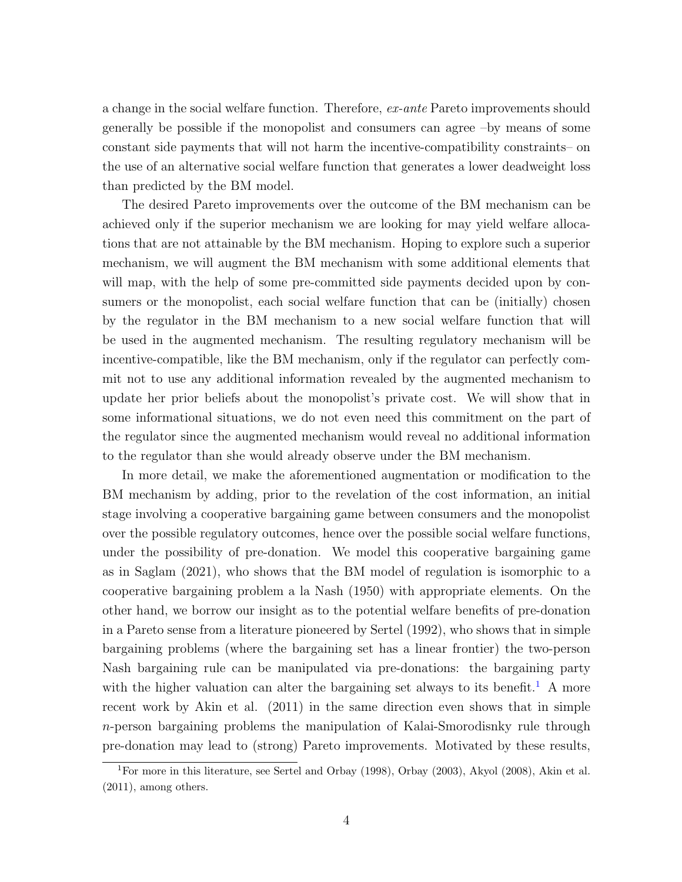a change in the social welfare function. Therefore, *ex-ante* Pareto improvements should generally be possible if the monopolist and consumers can agree –by means of some constant side payments that will not harm the incentive-compatibility constraints– on the use of an alternative social welfare function that generates a lower deadweight loss than predicted by the BM model.

The desired Pareto improvements over the outcome of the BM mechanism can be achieved only if the superior mechanism we are looking for may yield welfare allocations that are not attainable by the BM mechanism. Hoping to explore such a superior mechanism, we will augment the BM mechanism with some additional elements that will map, with the help of some pre-committed side payments decided upon by consumers or the monopolist, each social welfare function that can be (initially) chosen by the regulator in the BM mechanism to a new social welfare function that will be used in the augmented mechanism. The resulting regulatory mechanism will be incentive-compatible, like the BM mechanism, only if the regulator can perfectly commit not to use any additional information revealed by the augmented mechanism to update her prior beliefs about the monopolist's private cost. We will show that in some informational situations, we do not even need this commitment on the part of the regulator since the augmented mechanism would reveal no additional information to the regulator than she would already observe under the BM mechanism.

In more detail, we make the aforementioned augmentation or modification to the BM mechanism by adding, prior to the revelation of the cost information, an initial stage involving a cooperative bargaining game between consumers and the monopolist over the possible regulatory outcomes, hence over the possible social welfare functions, under the possibility of pre-donation. We model this cooperative bargaining game as in Saglam (2021), who shows that the BM model of regulation is isomorphic to a cooperative bargaining problem a la Nash (1950) with appropriate elements. On the other hand, we borrow our insight as to the potential welfare benefits of pre-donation in a Pareto sense from a literature pioneered by Sertel (1992), who shows that in simple bargaining problems (where the bargaining set has a linear frontier) the two-person Nash bargaining rule can be manipulated via pre-donations: the bargaining party with the higher valuation can alter the bargaining set always to its benefit.[1] A more recent work by Akin et al. (2011) in the same direction even shows that in simple $n$-person bargaining problems the manipulation of Kalai-Smorodisnky rule through pre-donation may lead to (strong) Pareto improvements. Motivated by these results,

[1] For more in this literature, see Sertel and Orbay (1998), Orbay (2003), Akyol (2008), Akin et al. (2011), among others.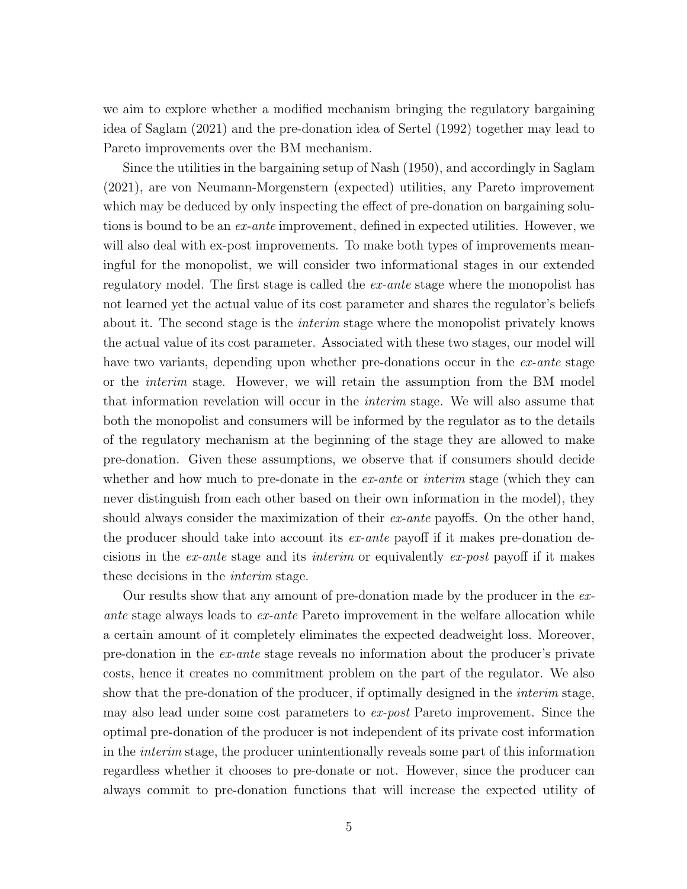we aim to explore whether a modified mechanism bringing the regulatory bargaining idea of Saglam (2021) and the pre-donation idea of Sertel (1992) together may lead to Pareto improvements over the BM mechanism.

Since the utilities in the bargaining setup of Nash (1950), and accordingly in Saglam (2021), are von Neumann-Morgenstern (expected) utilities, any Pareto improvement which may be deduced by only inspecting the effect of pre-donation on bargaining solutions is bound to be an *ex-ante* improvement, defined in expected utilities. However, we will also deal with ex-post improvements. To make both types of improvements meaningful for the monopolist, we will consider two informational stages in our extended regulatory model. The first stage is called the *ex-ante* stage where the monopolist has not learned yet the actual value of its cost parameter and shares the regulator's beliefs about it. The second stage is the *interim* stage where the monopolist privately knows the actual value of its cost parameter. Associated with these two stages, our model will have two variants, depending upon whether pre-donations occur in the *ex-ante* stage or the *interim* stage. However, we will retain the assumption from the BM model that information revelation will occur in the *interim* stage. We will also assume that both the monopolist and consumers will be informed by the regulator as to the details of the regulatory mechanism at the beginning of the stage they are allowed to make pre-donation. Given these assumptions, we observe that if consumers should decide whether and how much to pre-donate in the *ex-ante* or *interim* stage (which they can never distinguish from each other based on their own information in the model), they should always consider the maximization of their *ex-ante* payoffs. On the other hand, the producer should take into account its *ex-ante* payoff if it makes pre-donation decisions in the *ex-ante* stage and its *interim* or equivalently *ex-post* payoff if it makes these decisions in the *interim* stage.

Our results show that any amount of pre-donation made by the producer in the *ex-ante* stage always leads to *ex-ante* Pareto improvement in the welfare allocation while a certain amount of it completely eliminates the expected deadweight loss. Moreover, pre-donation in the *ex-ante* stage reveals no information about the producer's private costs, hence it creates no commitment problem on the part of the regulator. We also show that the pre-donation of the producer, if optimally designed in the *interim* stage, may also lead under some cost parameters to *ex-post* Pareto improvement. Since the optimal pre-donation of the producer is not independent of its private cost information in the *interim* stage, the producer unintentionally reveals some part of this information regardless whether it chooses to pre-donate or not. However, since the producer can always commit to pre-donation functions that will increase the expected utility of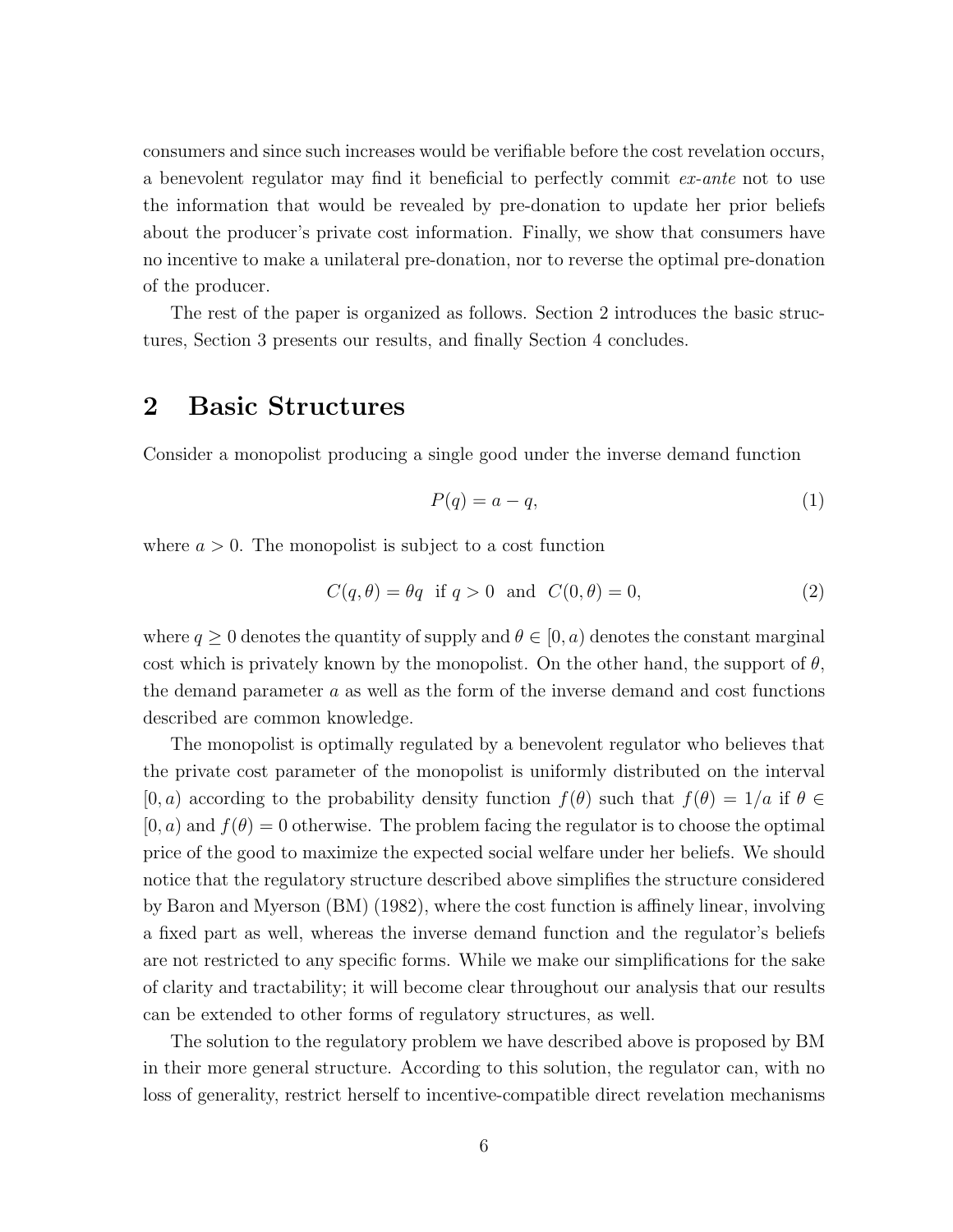consumers and since such increases would be verifiable before the cost revelation occurs, a benevolent regulator may find it beneficial to perfectly commit *ex-ante* not to use the information that would be revealed by pre-donation to update her prior beliefs about the producer's private cost information. Finally, we show that consumers have no incentive to make a unilateral pre-donation, nor to reverse the optimal pre-donation of the producer.

The rest of the paper is organized as follows. Section 2 introduces the basic structures, Section 3 presents our results, and finally Section 4 concludes.

# 2 Basic Structures

Consider a monopolist producing a single good under the inverse demand function

$$P(q) = a - q, \tag{1}$$

where $a > 0$. The monopolist is subject to a cost function

$$C(q, \theta) = \theta q \ \text{ if } q > 0 \ \text{ and } \ C(0, \theta) = 0, \tag{2}$$

where $q \geq 0$ denotes the quantity of supply and $\theta \in [0, a)$ denotes the constant marginal cost which is privately known by the monopolist. On the other hand, the support of $\theta$, the demand parameter $a$ as well as the form of the inverse demand and cost functions described are common knowledge.

The monopolist is optimally regulated by a benevolent regulator who believes that the private cost parameter of the monopolist is uniformly distributed on the interval $[0, a)$ according to the probability density function $f(\theta)$ such that $f(\theta) = 1/a$ if $\theta \in [0, a)$ and $f(\theta) = 0$ otherwise. The problem facing the regulator is to choose the optimal price of the good to maximize the expected social welfare under her beliefs. We should notice that the regulatory structure described above simplifies the structure considered by Baron and Myerson (BM) (1982), where the cost function is affinely linear, involving a fixed part as well, whereas the inverse demand function and the regulator's beliefs are not restricted to any specific forms. While we make our simplifications for the sake of clarity and tractability; it will become clear throughout our analysis that our results can be extended to other forms of regulatory structures, as well.

The solution to the regulatory problem we have described above is proposed by BM in their more general structure. According to this solution, the regulator can, with no loss of generality, restrict herself to incentive-compatible direct revelation mechanisms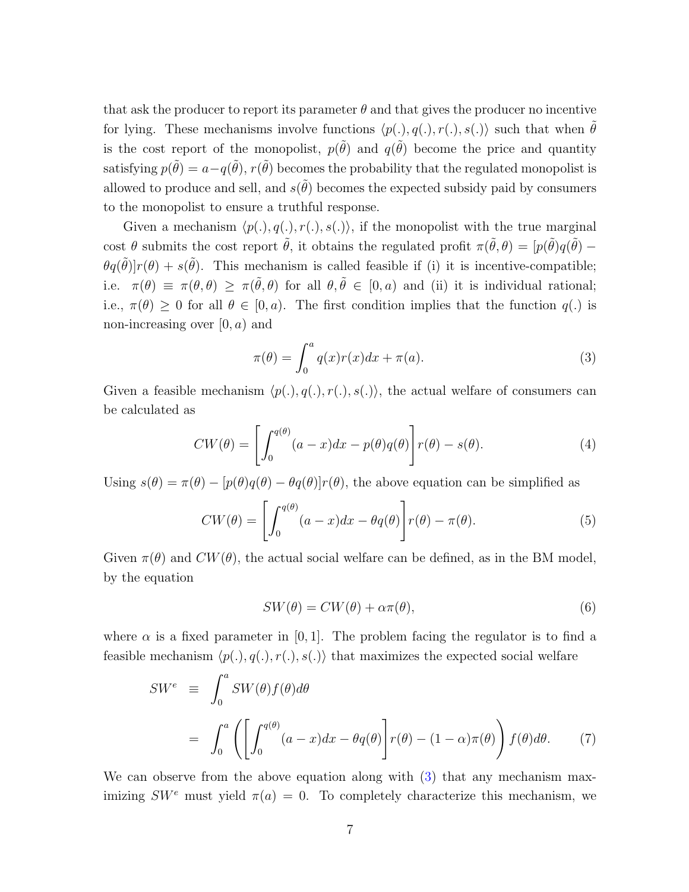that ask the producer to report its parameter $\theta$ and that gives the producer no incentive for lying. These mechanisms involve functions $\langle p(.), q(.), r(.), s(.)\rangle$ such that when $\tilde{\theta}$ is the cost report of the monopolist, $p(\tilde{\theta})$ and $q(\tilde{\theta})$ become the price and quantity satisfying $p(\tilde{\theta}) = a - q(\tilde{\theta})$, $r(\tilde{\theta})$ becomes the probability that the regulated monopolist is allowed to produce and sell, and $s(\tilde{\theta})$ becomes the expected subsidy paid by consumers to the monopolist to ensure a truthful response.

Given a mechanism $\langle p(.), q(.), r(.), s(.)\rangle$, if the monopolist with the true marginal cost $\theta$ submits the cost report $\tilde{\theta}$, it obtains the regulated profit $\pi(\tilde{\theta}, \theta) = [p(\tilde{\theta})q(\tilde{\theta}) - \theta q(\tilde{\theta})]r(\theta) + s(\tilde{\theta})$. This mechanism is called feasible if (i) it is incentive-compatible; i.e. $\pi(\theta) \equiv \pi(\theta, \theta) \geq \pi(\tilde{\theta}, \theta)$ for all $\theta, \tilde{\theta} \in [0, a)$ and (ii) it is individual rational; i.e., $\pi(\theta) \geq 0$ for all $\theta \in [0, a)$. The first condition implies that the function $q(.)$ is non-increasing over $[0, a)$ and

$$\pi(\theta) = \int_0^a q(x)r(x)dx + \pi(a). \tag{3}$$

Given a feasible mechanism $\langle p(.), q(.), r(.), s(.)\rangle$, the actual welfare of consumers can be calculated as

$$CW(\theta) = \left[\int_0^{q(\theta)} (a - x)dx - p(\theta)q(\theta)\right] r(\theta) - s(\theta). \tag{4}$$

Using $s(\theta) = \pi(\theta) - [p(\theta)q(\theta) - \theta q(\theta)]r(\theta)$, the above equation can be simplified as

$$CW(\theta) = \left[\int_0^{q(\theta)} (a - x)dx - \theta q(\theta)\right] r(\theta) - \pi(\theta). \tag{5}$$

Given $\pi(\theta)$ and $CW(\theta)$, the actual social welfare can be defined, as in the BM model, by the equation

$$SW(\theta) = CW(\theta) + \alpha\pi(\theta), \tag{6}$$

where $\alpha$ is a fixed parameter in $[0, 1]$. The problem facing the regulator is to find a feasible mechanism $\langle p(.), q(.), r(.), s(.)\rangle$ that maximizes the expected social welfare

$$\begin{aligned} SW^e &\equiv \int_0^a SW(\theta)f(\theta)d\theta \\ &= \int_0^a \left(\left[\int_0^{q(\theta)} (a - x)dx - \theta q(\theta)\right] r(\theta) - (1 - \alpha)\pi(\theta)\right) f(\theta)d\theta. \end{aligned} \tag{7}$$

We can observe from the above equation along with (3) that any mechanism maximizing $SW^e$ must yield $\pi(a) = 0$. To completely characterize this mechanism, we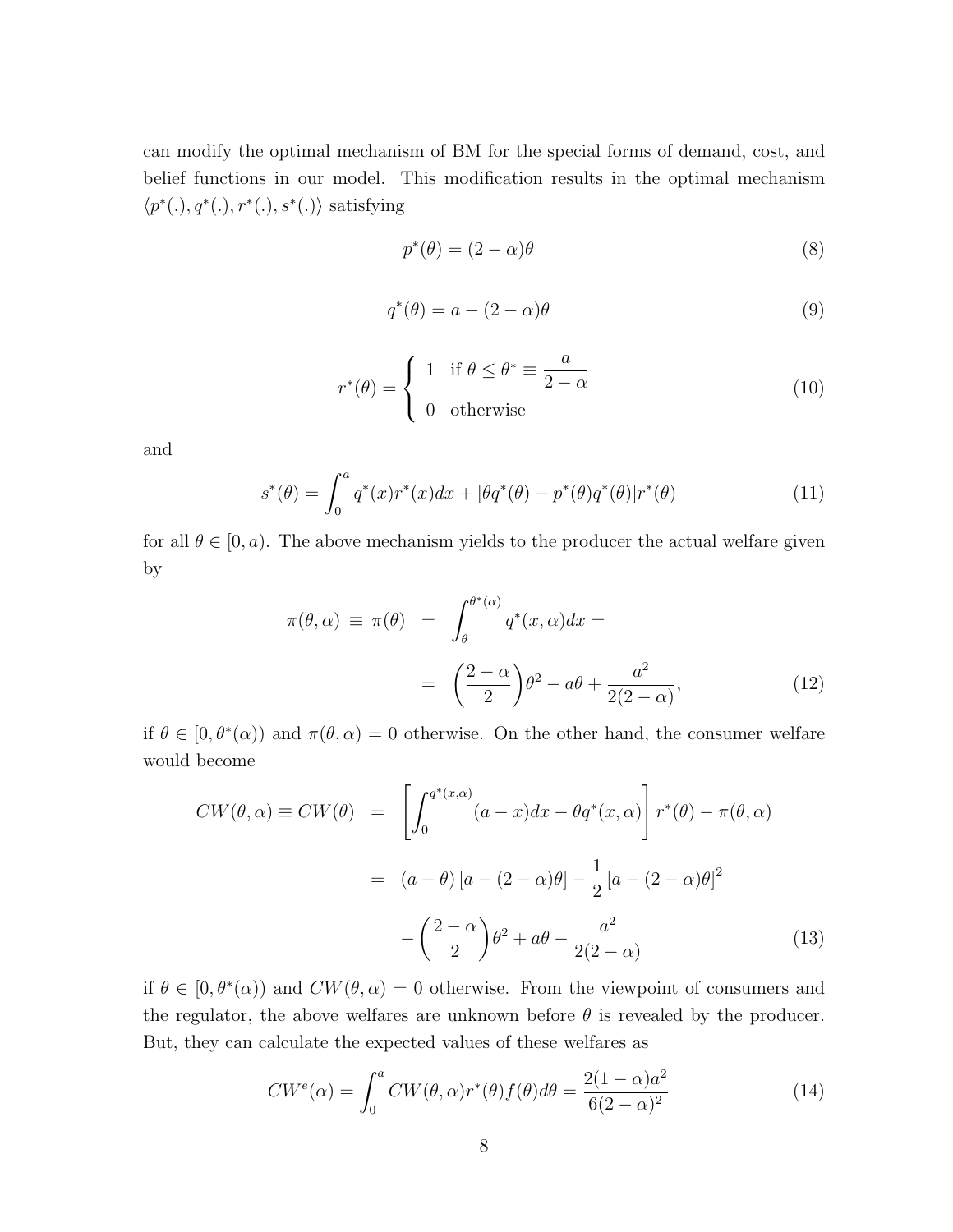can modify the optimal mechanism of BM for the special forms of demand, cost, and belief functions in our model. This modification results in the optimal mechanism $\langle p^*(.), q^*(.), r^*(.), s^*(.)\rangle$ satisfying

$$p^*(\theta) = (2-\alpha)\theta \tag{8}$$

$$q^*(\theta) = a - (2-\alpha)\theta \tag{9}$$

$$r^*(\theta) = \begin{cases} 1 & \text{if } \theta \leq \theta^* \equiv \dfrac{a}{2-\alpha} \\ 0 & \text{otherwise} \end{cases} \tag{10}$$

and

$$s^*(\theta) = \int_0^a q^*(x) r^*(x) dx + [\theta q^*(\theta) - p^*(\theta) q^*(\theta)] r^*(\theta) \tag{11}$$

for all $\theta \in [0, a)$. The above mechanism yields to the producer the actual welfare given by

$$\begin{aligned} \pi(\theta, \alpha) \equiv \pi(\theta) &= \int_\theta^{\theta^*(\alpha)} q^*(x, \alpha) dx = \\ &= \left(\frac{2-\alpha}{2}\right)\theta^2 - a\theta + \frac{a^2}{2(2-\alpha)}, \end{aligned} \tag{12}$$

if $\theta \in [0, \theta^*(\alpha))$ and $\pi(\theta, \alpha) = 0$ otherwise. On the other hand, the consumer welfare would become

$$\begin{aligned} CW(\theta, \alpha) \equiv CW(\theta) &= \left[\int_0^{q^*(x,\alpha)} (a - x) dx - \theta q^*(x, \alpha)\right] r^*(\theta) - \pi(\theta, \alpha) \\ &= (a - \theta)\left[a - (2-\alpha)\theta\right] - \frac{1}{2}\left[a - (2-\alpha)\theta\right]^2 \\ &\quad - \left(\frac{2-\alpha}{2}\right)\theta^2 + a\theta - \frac{a^2}{2(2-\alpha)} \end{aligned} \tag{13}$$

if $\theta \in [0, \theta^*(\alpha))$ and $CW(\theta, \alpha) = 0$ otherwise. From the viewpoint of consumers and the regulator, the above welfares are unknown before $\theta$ is revealed by the producer. But, they can calculate the expected values of these welfares as

$$CW^e(\alpha) = \int_0^a CW(\theta, \alpha) r^*(\theta) f(\theta) d\theta = \frac{2(1-\alpha)a^2}{6(2-\alpha)^2} \tag{14}$$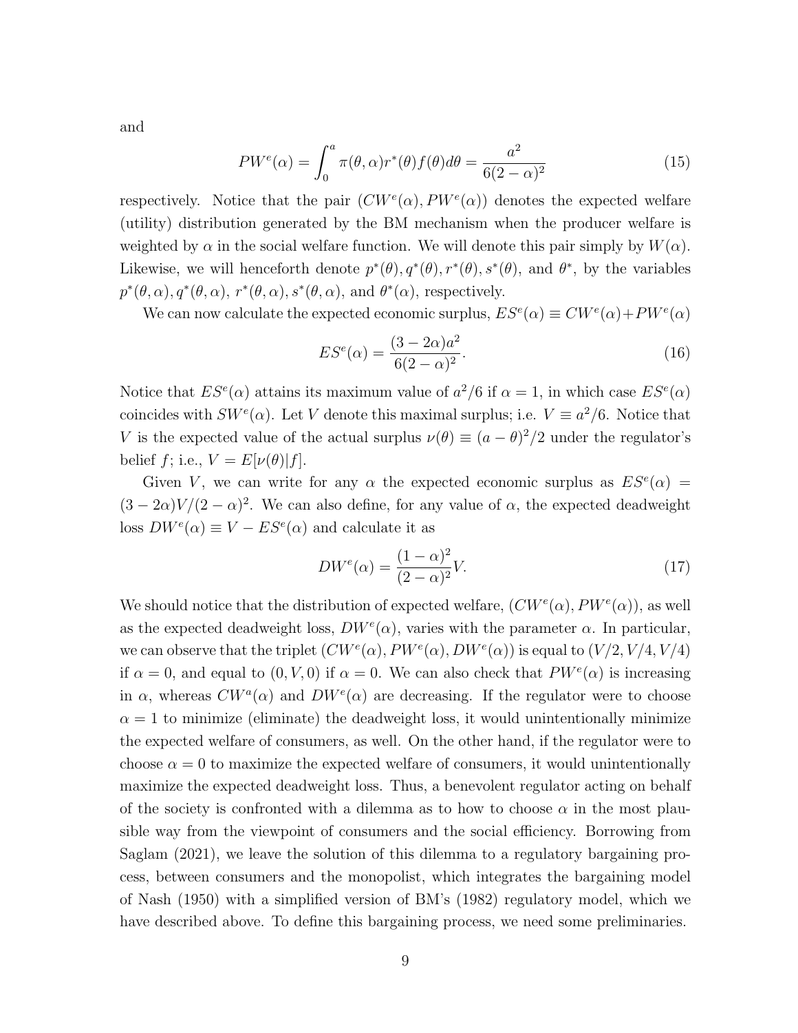and

$$PW^e(\alpha) = \int_0^a \pi(\theta, \alpha) r^*(\theta) f(\theta) d\theta = \frac{a^2}{6(2-\alpha)^2} \tag{15}$$

respectively. Notice that the pair $(CW^e(\alpha), PW^e(\alpha))$ denotes the expected welfare (utility) distribution generated by the BM mechanism when the producer welfare is weighted by $\alpha$ in the social welfare function. We will denote this pair simply by $W(\alpha)$. Likewise, we will henceforth denote $p^*(\theta), q^*(\theta), r^*(\theta), s^*(\theta)$, and $\theta^*$, by the variables $p^*(\theta, \alpha), q^*(\theta, \alpha)$, $r^*(\theta, \alpha)$, $s^*(\theta, \alpha)$, and $\theta^*(\alpha)$, respectively.

We can now calculate the expected economic surplus, $ES^e(\alpha) \equiv CW^e(\alpha) + PW^e(\alpha)$

$$ES^e(\alpha) = \frac{(3-2\alpha)a^2}{6(2-\alpha)^2}. \tag{16}$$

Notice that $ES^e(\alpha)$ attains its maximum value of $a^2/6$ if $\alpha = 1$, in which case $ES^e(\alpha)$ coincides with $SW^e(\alpha)$. Let $V$ denote this maximal surplus; i.e. $V \equiv a^2/6$. Notice that $V$ is the expected value of the actual surplus $\nu(\theta) \equiv (a-\theta)^2/2$ under the regulator's belief $f$; i.e., $V = E[\nu(\theta)|f]$.

Given $V$, we can write for any $\alpha$ the expected economic surplus as $ES^e(\alpha) = (3-2\alpha)V/(2-\alpha)^2$. We can also define, for any value of $\alpha$, the expected deadweight loss $DW^e(\alpha) \equiv V - ES^e(\alpha)$ and calculate it as

$$DW^e(\alpha) = \frac{(1-\alpha)^2}{(2-\alpha)^2} V. \tag{17}$$

We should notice that the distribution of expected welfare, $(CW^e(\alpha), PW^e(\alpha))$, as well as the expected deadweight loss, $DW^e(\alpha)$, varies with the parameter $\alpha$. In particular, we can observe that the triplet $(CW^e(\alpha), PW^e(\alpha), DW^e(\alpha))$ is equal to $(V/2, V/4, V/4)$ if $\alpha = 0$, and equal to $(0, V, 0)$ if $\alpha = 0$. We can also check that $PW^e(\alpha)$ is increasing in $\alpha$, whereas $CW^a(\alpha)$ and $DW^e(\alpha)$ are decreasing. If the regulator were to choose $\alpha = 1$ to minimize (eliminate) the deadweight loss, it would unintentionally minimize the expected welfare of consumers, as well. On the other hand, if the regulator were to choose $\alpha = 0$ to maximize the expected welfare of consumers, it would unintentionally maximize the expected deadweight loss. Thus, a benevolent regulator acting on behalf of the society is confronted with a dilemma as to how to choose $\alpha$ in the most plausible way from the viewpoint of consumers and the social efficiency. Borrowing from Saglam (2021), we leave the solution of this dilemma to a regulatory bargaining process, between consumers and the monopolist, which integrates the bargaining model of Nash (1950) with a simplified version of BM's (1982) regulatory model, which we have described above. To define this bargaining process, we need some preliminaries.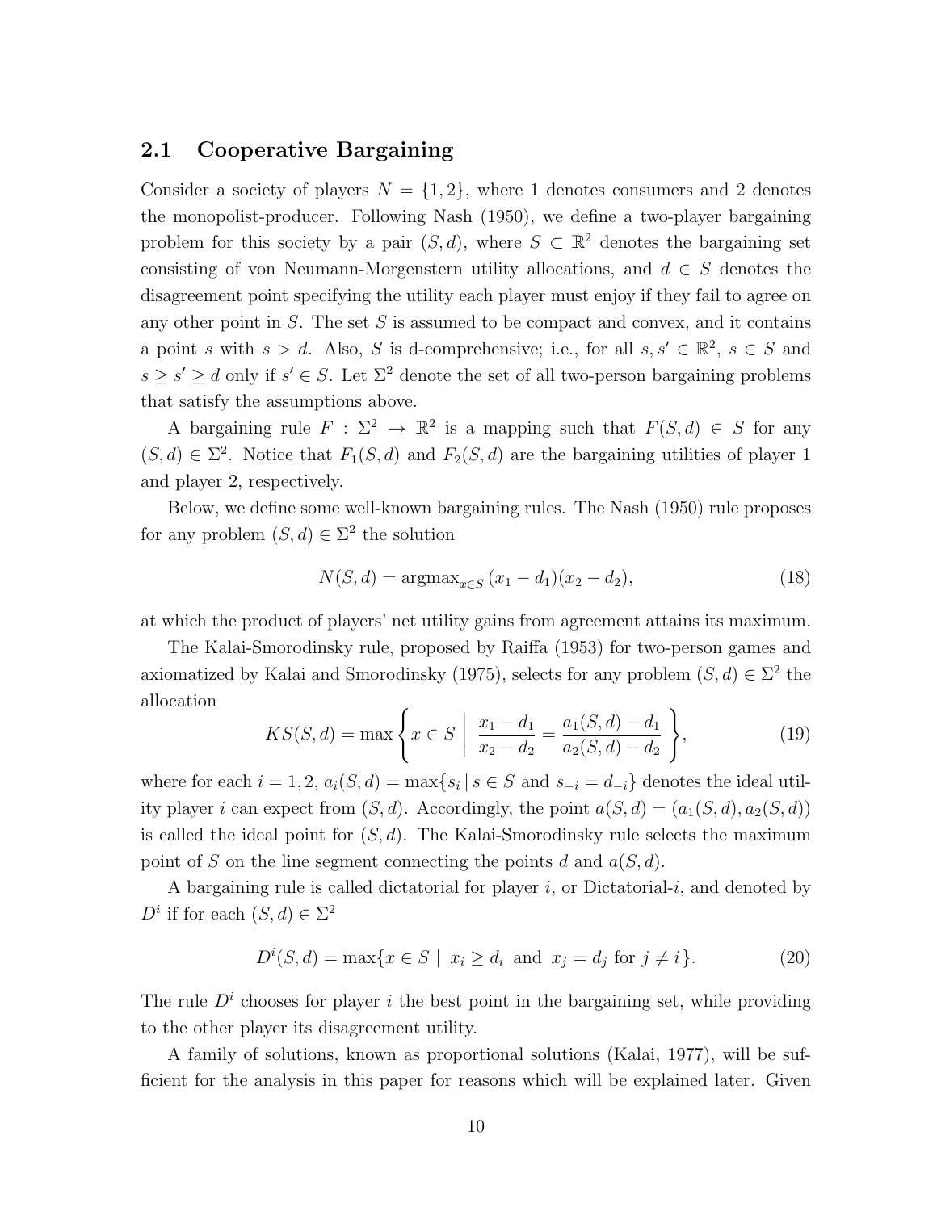## 2.1 Cooperative Bargaining

Consider a society of players $N = \{1, 2\}$, where 1 denotes consumers and 2 denotes the monopolist-producer. Following Nash (1950), we define a two-player bargaining problem for this society by a pair $(S, d)$, where $S \subset \mathbb{R}^2$ denotes the bargaining set consisting of von Neumann-Morgenstern utility allocations, and $d \in S$ denotes the disagreement point specifying the utility each player must enjoy if they fail to agree on any other point in $S$. The set $S$ is assumed to be compact and convex, and it contains a point $s$ with $s > d$. Also, $S$ is d-comprehensive; i.e., for all $s, s' \in \mathbb{R}^2$, $s \in S$ and $s \geq s' \geq d$ only if $s' \in S$. Let $\Sigma^2$ denote the set of all two-person bargaining problems that satisfy the assumptions above.

A bargaining rule $F : \Sigma^2 \to \mathbb{R}^2$ is a mapping such that $F(S, d) \in S$ for any $(S, d) \in \Sigma^2$. Notice that $F_1(S, d)$ and $F_2(S, d)$ are the bargaining utilities of player 1 and player 2, respectively.

Below, we define some well-known bargaining rules. The Nash (1950) rule proposes for any problem $(S, d) \in \Sigma^2$ the solution

$$N(S, d) = \text{argmax}_{x \in S} \, (x_1 - d_1)(x_2 - d_2), \tag{18}$$

at which the product of players' net utility gains from agreement attains its maximum.

The Kalai-Smorodinsky rule, proposed by Raiffa (1953) for two-person games and axiomatized by Kalai and Smorodinsky (1975), selects for any problem $(S, d) \in \Sigma^2$ the allocation

$$KS(S, d) = \max \left\{ x \in S \;\middle|\; \frac{x_1 - d_1}{x_2 - d_2} = \frac{a_1(S, d) - d_1}{a_2(S, d) - d_2} \right\}, \tag{19}$$

where for each $i = 1, 2$, $a_i(S, d) = \max\{s_i \,|\, s \in S \text{ and } s_{-i} = d_{-i}\}$ denotes the ideal utility player $i$ can expect from $(S, d)$. Accordingly, the point $a(S, d) = (a_1(S, d), a_2(S, d))$ is called the ideal point for $(S, d)$. The Kalai-Smorodinsky rule selects the maximum point of $S$ on the line segment connecting the points $d$ and $a(S, d)$.

A bargaining rule is called dictatorial for player $i$, or Dictatorial-$i$, and denoted by $D^i$ if for each $(S, d) \in \Sigma^2$

$$D^i(S, d) = \max\{x \in S \mid x_i \geq d_i \text{ and } x_j = d_j \text{ for } j \neq i\}. \tag{20}$$

The rule $D^i$ chooses for player $i$ the best point in the bargaining set, while providing to the other player its disagreement utility.

A family of solutions, known as proportional solutions (Kalai, 1977), will be sufficient for the analysis in this paper for reasons which will be explained later. Given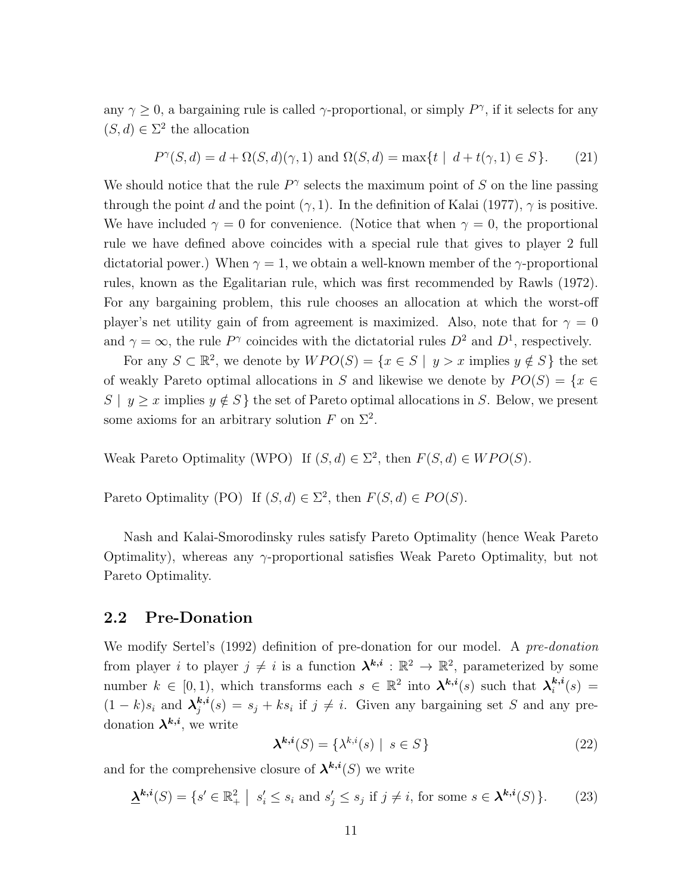any $\gamma \geq 0$, a bargaining rule is called $\gamma$-proportional, or simply $P^\gamma$, if it selects for any $(S, d) \in \Sigma^2$ the allocation

$$P^\gamma(S, d) = d + \Omega(S, d)(\gamma, 1) \text{ and } \Omega(S, d) = \max\{t \mid d + t(\gamma, 1) \in S\}. \tag{21}$$

We should notice that the rule $P^\gamma$ selects the maximum point of $S$ on the line passing through the point $d$ and the point $(\gamma, 1)$. In the definition of Kalai (1977), $\gamma$ is positive. We have included $\gamma = 0$ for convenience. (Notice that when $\gamma = 0$, the proportional rule we have defined above coincides with a special rule that gives to player 2 full dictatorial power.) When $\gamma = 1$, we obtain a well-known member of the $\gamma$-proportional rules, known as the Egalitarian rule, which was first recommended by Rawls (1972). For any bargaining problem, this rule chooses an allocation at which the worst-off player's net utility gain of from agreement is maximized. Also, note that for $\gamma = 0$ and $\gamma = \infty$, the rule $P^\gamma$ coincides with the dictatorial rules $D^2$ and $D^1$, respectively.

For any $S \subset \mathbb{R}^2$, we denote by $WPO(S) = \{x \in S \mid y > x \text{ implies } y \notin S\}$ the set of weakly Pareto optimal allocations in $S$ and likewise we denote by $PO(S) = \{x \in S \mid y \geq x \text{ implies } y \notin S\}$ the set of Pareto optimal allocations in $S$. Below, we present some axioms for an arbitrary solution $F$ on $\Sigma^2$.

Weak Pareto Optimality (WPO) If $(S, d) \in \Sigma^2$, then $F(S, d) \in WPO(S)$.

Pareto Optimality (PO) If $(S, d) \in \Sigma^2$, then $F(S, d) \in PO(S)$.

Nash and Kalai-Smorodinsky rules satisfy Pareto Optimality (hence Weak Pareto Optimality), whereas any $\gamma$-proportional satisfies Weak Pareto Optimality, but not Pareto Optimality.

## 2.2 Pre-Donation

We modify Sertel's (1992) definition of pre-donation for our model. A *pre-donation* from player $i$ to player $j \neq i$ is a function $\boldsymbol{\lambda^{k,i}} : \mathbb{R}^2 \to \mathbb{R}^2$, parameterized by some number $k \in [0, 1)$, which transforms each $s \in \mathbb{R}^2$ into $\boldsymbol{\lambda^{k,i}}(s)$ such that $\boldsymbol{\lambda}^{\boldsymbol{k,i}}_i(s) = (1 - k)s_i$ and $\boldsymbol{\lambda}^{\boldsymbol{k,i}}_j(s) = s_j + ks_i$ if $j \neq i$. Given any bargaining set $S$ and any pre-donation $\boldsymbol{\lambda^{k,i}}$, we write

$$\boldsymbol{\lambda^{k,i}}(S) = \{\lambda^{k,i}(s) \mid s \in S\} \tag{22}$$

and for the comprehensive closure of $\boldsymbol{\lambda^{k,i}}(S)$ we write

$$\underline{\boldsymbol{\lambda}}^{\boldsymbol{k,i}}(S) = \{s' \in \mathbb{R}^2_+ \mid s'_i \leq s_i \text{ and } s'_j \leq s_j \text{ if } j \neq i, \text{ for some } s \in \boldsymbol{\lambda^{k,i}}(S)\}. \tag{23}$$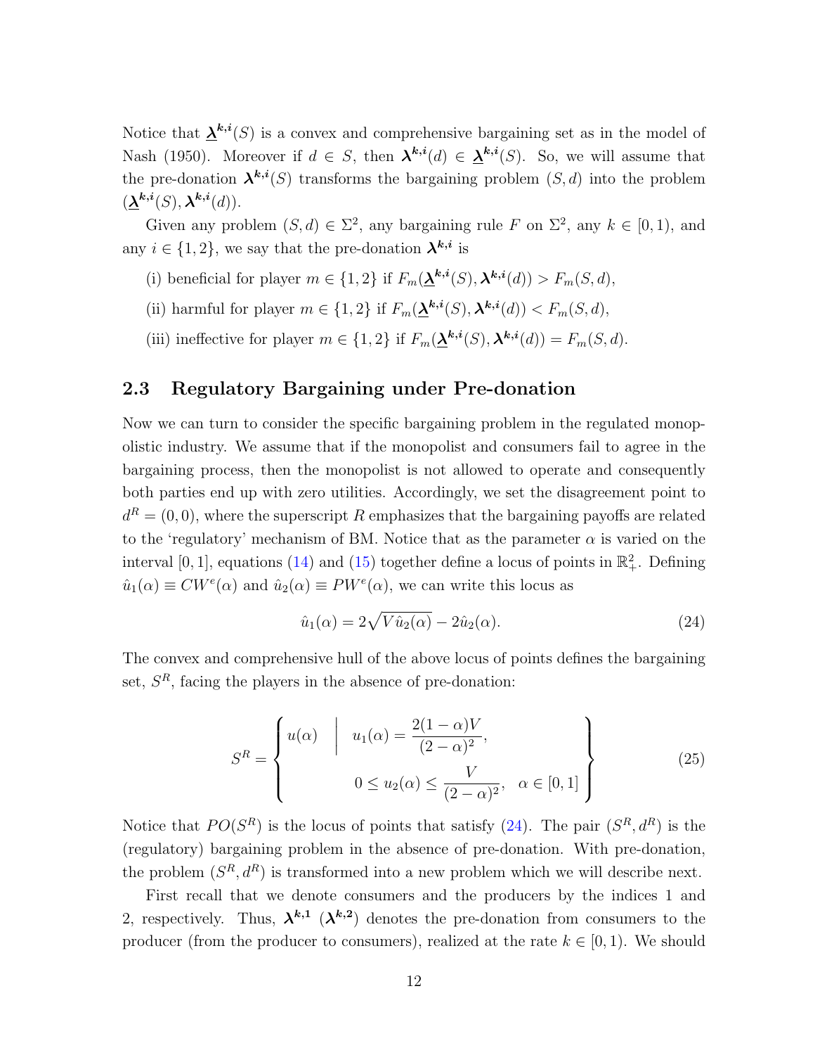Notice that $\underline{\boldsymbol{\lambda}}^{\boldsymbol{k,i}}(S)$ is a convex and comprehensive bargaining set as in the model of Nash (1950). Moreover if $d \in S$, then $\boldsymbol{\lambda}^{\boldsymbol{k,i}}(d) \in \underline{\boldsymbol{\lambda}}^{\boldsymbol{k,i}}(S)$. So, we will assume that the pre-donation $\boldsymbol{\lambda}^{\boldsymbol{k,i}}(S)$ transforms the bargaining problem $(S, d)$ into the problem $(\underline{\boldsymbol{\lambda}}^{\boldsymbol{k,i}}(S), \boldsymbol{\lambda}^{\boldsymbol{k,i}}(d))$.

Given any problem $(S, d) \in \Sigma^2$, any bargaining rule $F$ on $\Sigma^2$, any $k \in [0, 1)$, and any $i \in \{1, 2\}$, we say that the pre-donation $\boldsymbol{\lambda}^{\boldsymbol{k,i}}$ is

(i) beneficial for player $m \in \{1, 2\}$ if $F_m(\underline{\boldsymbol{\lambda}}^{\boldsymbol{k,i}}(S), \boldsymbol{\lambda}^{\boldsymbol{k,i}}(d)) > F_m(S, d)$,

(ii) harmful for player $m \in \{1, 2\}$ if $F_m(\underline{\boldsymbol{\lambda}}^{\boldsymbol{k,i}}(S), \boldsymbol{\lambda}^{\boldsymbol{k,i}}(d)) < F_m(S, d)$,

(iii) ineffective for player $m \in \{1, 2\}$ if $F_m(\underline{\boldsymbol{\lambda}}^{\boldsymbol{k,i}}(S), \boldsymbol{\lambda}^{\boldsymbol{k,i}}(d)) = F_m(S, d)$.

## 2.3 Regulatory Bargaining under Pre-donation

Now we can turn to consider the specific bargaining problem in the regulated monopolistic industry. We assume that if the monopolist and consumers fail to agree in the bargaining process, then the monopolist is not allowed to operate and consequently both parties end up with zero utilities. Accordingly, we set the disagreement point to $d^R = (0, 0)$, where the superscript $R$ emphasizes that the bargaining payoffs are related to the 'regulatory' mechanism of BM. Notice that as the parameter $\alpha$ is varied on the interval $[0, 1]$, equations (14) and (15) together define a locus of points in $\mathbb{R}^2_+$. Defining $\hat{u}_1(\alpha) \equiv CW^e(\alpha)$ and $\hat{u}_2(\alpha) \equiv PW^e(\alpha)$, we can write this locus as

$$\hat{u}_1(\alpha) = 2\sqrt{V\hat{u}_2(\alpha)} - 2\hat{u}_2(\alpha). \tag{24}$$

The convex and comprehensive hull of the above locus of points defines the bargaining set, $S^R$, facing the players in the absence of pre-donation:

$$S^R = \left\{ u(\alpha) \;\middle|\; \begin{array}{l} u_1(\alpha) = \dfrac{2(1-\alpha)V}{(2-\alpha)^2}, \\[2ex] 0 \leq u_2(\alpha) \leq \dfrac{V}{(2-\alpha)^2}, \quad \alpha \in [0,1] \end{array} \right\} \tag{25}$$

Notice that $PO(S^R)$ is the locus of points that satisfy (24). The pair $(S^R, d^R)$ is the (regulatory) bargaining problem in the absence of pre-donation. With pre-donation, the problem $(S^R, d^R)$ is transformed into a new problem which we will describe next.

First recall that we denote consumers and the producers by the indices 1 and 2, respectively. Thus, $\boldsymbol{\lambda}^{\boldsymbol{k,1}}$ ($\boldsymbol{\lambda}^{\boldsymbol{k,2}}$) denotes the pre-donation from consumers to the producer (from the producer to consumers), realized at the rate $k \in [0, 1)$. We should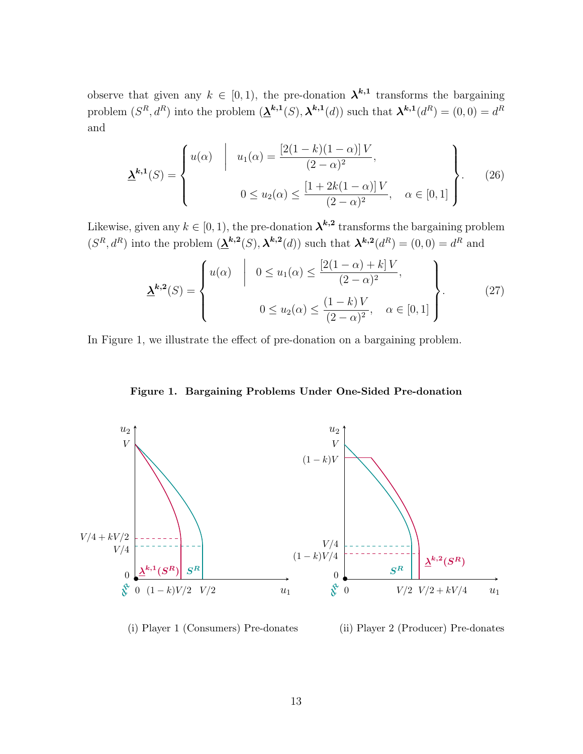observe that given any $k \in [0,1)$, the pre-donation $\boldsymbol{\lambda}^{\boldsymbol{k},\boldsymbol{1}}$ transforms the bargaining problem $(S^R, d^R)$ into the problem $(\underline{\boldsymbol{\lambda}}^{\boldsymbol{k},\boldsymbol{1}}(S), \boldsymbol{\lambda}^{\boldsymbol{k},\boldsymbol{1}}(d))$ such that $\boldsymbol{\lambda}^{\boldsymbol{k},\boldsymbol{1}}(d^R) = (0,0) = d^R$ and

$$
\underline{\boldsymbol{\lambda}}^{\boldsymbol{k},\boldsymbol{1}}(S) = \left\{ u(\alpha) \;\middle|\; \begin{array}{l} u_1(\alpha) = \dfrac{[2(1-k)(1-\alpha)]\,V}{(2-\alpha)^2}, \\[2ex] 0 \le u_2(\alpha) \le \dfrac{[1+2k(1-\alpha)]\,V}{(2-\alpha)^2}, \quad \alpha \in [0,1] \end{array} \right\}. \tag{26}
$$

Likewise, given any $k \in [0,1)$, the pre-donation $\boldsymbol{\lambda}^{\boldsymbol{k},\boldsymbol{2}}$ transforms the bargaining problem $(S^R, d^R)$ into the problem $(\underline{\boldsymbol{\lambda}}^{\boldsymbol{k},\boldsymbol{2}}(S), \boldsymbol{\lambda}^{\boldsymbol{k},\boldsymbol{2}}(d))$ such that $\boldsymbol{\lambda}^{\boldsymbol{k},\boldsymbol{2}}(d^R) = (0,0) = d^R$ and

$$
\underline{\boldsymbol{\lambda}}^{\boldsymbol{k},\boldsymbol{2}}(S) = \left\{ u(\alpha) \;\middle|\; \begin{array}{l} 0 \le u_1(\alpha) \le \dfrac{[2(1-\alpha)+k]\,V}{(2-\alpha)^2}, \\[2ex] 0 \le u_2(\alpha) \le \dfrac{(1-k)\,V}{(2-\alpha)^2}, \quad \alpha \in [0,1] \end{array} \right\}. \tag{27}
$$

In Figure 1, we illustrate the effect of pre-donation on a bargaining problem.

**Figure 1. Bargaining Problems Under One-Sided Pre-donation**

(i) Player 1 (Consumers) Pre-donates

(ii) Player 2 (Producer) Pre-donates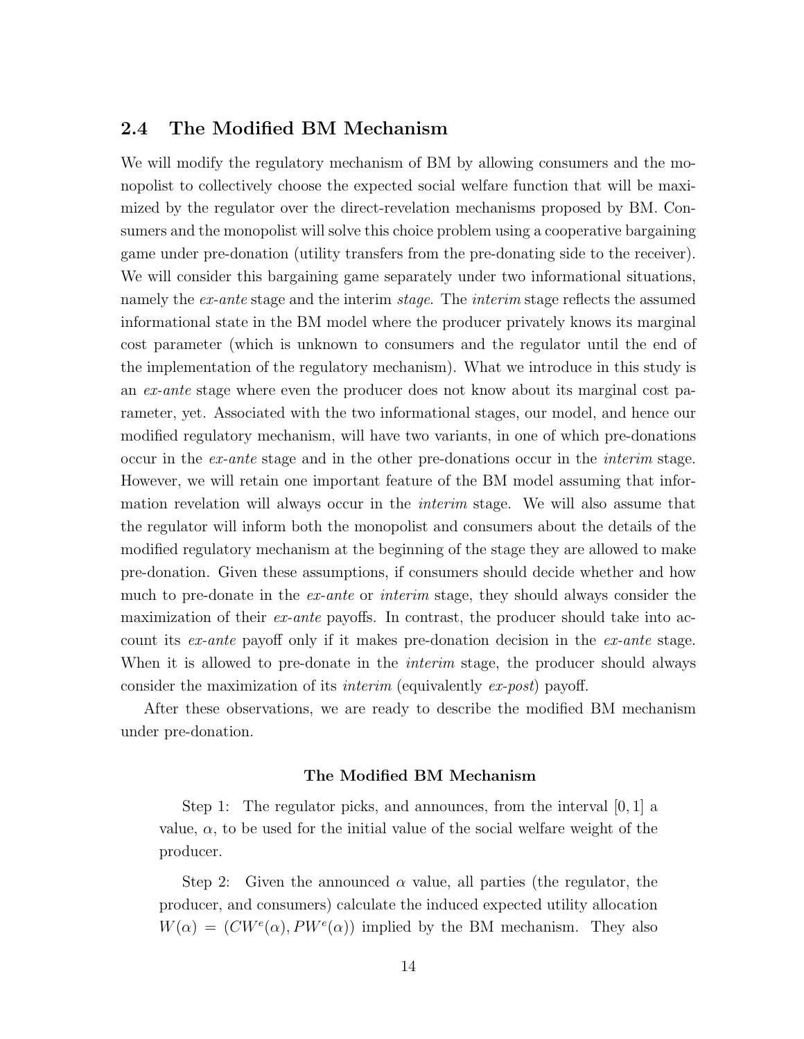## 2.4 The Modified BM Mechanism

We will modify the regulatory mechanism of BM by allowing consumers and the monopolist to collectively choose the expected social welfare function that will be maximized by the regulator over the direct-revelation mechanisms proposed by BM. Consumers and the monopolist will solve this choice problem using a cooperative bargaining game under pre-donation (utility transfers from the pre-donating side to the receiver). We will consider this bargaining game separately under two informational situations, namely the *ex-ante* stage and the interim *stage*. The *interim* stage reflects the assumed informational state in the BM model where the producer privately knows its marginal cost parameter (which is unknown to consumers and the regulator until the end of the implementation of the regulatory mechanism). What we introduce in this study is an *ex-ante* stage where even the producer does not know about its marginal cost parameter, yet. Associated with the two informational stages, our model, and hence our modified regulatory mechanism, will have two variants, in one of which pre-donations occur in the *ex-ante* stage and in the other pre-donations occur in the *interim* stage. However, we will retain one important feature of the BM model assuming that information revelation will always occur in the *interim* stage. We will also assume that the regulator will inform both the monopolist and consumers about the details of the modified regulatory mechanism at the beginning of the stage they are allowed to make pre-donation. Given these assumptions, if consumers should decide whether and how much to pre-donate in the *ex-ante* or *interim* stage, they should always consider the maximization of their *ex-ante* payoffs. In contrast, the producer should take into account its *ex-ante* payoff only if it makes pre-donation decision in the *ex-ante* stage. When it is allowed to pre-donate in the *interim* stage, the producer should always consider the maximization of its *interim* (equivalently *ex-post*) payoff.

After these observations, we are ready to describe the modified BM mechanism under pre-donation.

**The Modified BM Mechanism**

Step 1: The regulator picks, and announces, from the interval $[0, 1]$ a value, $\alpha$, to be used for the initial value of the social welfare weight of the producer.

Step 2: Given the announced $\alpha$ value, all parties (the regulator, the producer, and consumers) calculate the induced expected utility allocation $W(\alpha) = (CW^e(\alpha), PW^e(\alpha))$ implied by the BM mechanism. They also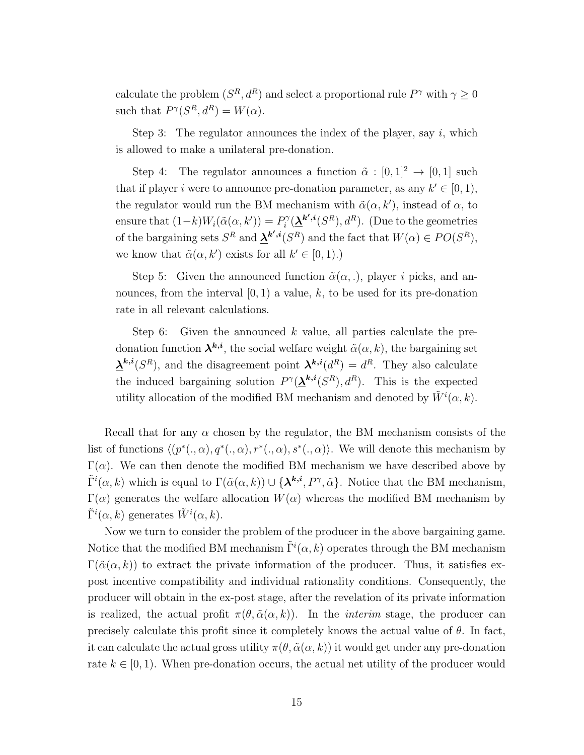calculate the problem $(S^R, d^R)$ and select a proportional rule $P^\gamma$ with $\gamma \geq 0$ such that $P^\gamma(S^R, d^R) = W(\alpha)$.

Step 3: The regulator announces the index of the player, say $i$, which is allowed to make a unilateral pre-donation.

Step 4: The regulator announces a function $\tilde{\alpha} : [0,1]^2 \to [0,1]$ such that if player $i$ were to announce pre-donation parameter, as any $k' \in [0,1)$, the regulator would run the BM mechanism with $\tilde{\alpha}(\alpha, k')$, instead of $\alpha$, to ensure that $(1-k)W_i(\tilde{\alpha}(\alpha, k')) = P_i^\gamma(\underline{\boldsymbol{\lambda}}^{\boldsymbol{k',i}}(S^R), d^R)$. (Due to the geometries of the bargaining sets $S^R$ and $\underline{\boldsymbol{\lambda}}^{\boldsymbol{k',i}}(S^R)$ and the fact that $W(\alpha) \in PO(S^R)$, we know that $\tilde{\alpha}(\alpha, k')$ exists for all $k' \in [0,1)$.)

Step 5: Given the announced function $\tilde{\alpha}(\alpha, .)$, player $i$ picks, and announces, from the interval $[0,1)$ a value, $k$, to be used for its pre-donation rate in all relevant calculations.

Step 6: Given the announced $k$ value, all parties calculate the pre-donation function $\boldsymbol{\lambda}^{\boldsymbol{k,i}}$, the social welfare weight $\tilde{\alpha}(\alpha, k)$, the bargaining set $\underline{\boldsymbol{\lambda}}^{\boldsymbol{k,i}}(S^R)$, and the disagreement point $\boldsymbol{\lambda}^{\boldsymbol{k,i}}(d^R) = d^R$. They also calculate the induced bargaining solution $P^\gamma(\underline{\boldsymbol{\lambda}}^{\boldsymbol{k,i}}(S^R), d^R)$. This is the expected utility allocation of the modified BM mechanism and denoted by $\tilde{W}^i(\alpha, k)$.

Recall that for any $\alpha$ chosen by the regulator, the BM mechanism consists of the list of functions $\langle (p^*(., \alpha), q^*(., \alpha), r^*(., \alpha), s^*(., \alpha) \rangle$. We will denote this mechanism by $\Gamma(\alpha)$. We can then denote the modified BM mechanism we have described above by $\tilde{\Gamma}^i(\alpha, k)$ which is equal to $\Gamma(\tilde{\alpha}(\alpha, k)) \cup \{\boldsymbol{\lambda}^{\boldsymbol{k,i}}, P^\gamma, \tilde{\alpha}\}$. Notice that the BM mechanism, $\Gamma(\alpha)$ generates the welfare allocation $W(\alpha)$ whereas the modified BM mechanism by $\tilde{\Gamma}^i(\alpha, k)$ generates $\tilde{W}^i(\alpha, k)$.

Now we turn to consider the problem of the producer in the above bargaining game. Notice that the modified BM mechanism $\tilde{\Gamma}^i(\alpha, k)$ operates through the BM mechanism $\Gamma(\tilde{\alpha}(\alpha, k))$ to extract the private information of the producer. Thus, it satisfies ex-post incentive compatibility and individual rationality conditions. Consequently, the producer will obtain in the ex-post stage, after the revelation of its private information is realized, the actual profit $\pi(\theta, \tilde{\alpha}(\alpha, k))$. In the *interim* stage, the producer can precisely calculate this profit since it completely knows the actual value of $\theta$. In fact, it can calculate the actual gross utility $\pi(\theta, \tilde{\alpha}(\alpha, k))$ it would get under any pre-donation rate $k \in [0,1)$. When pre-donation occurs, the actual net utility of the producer would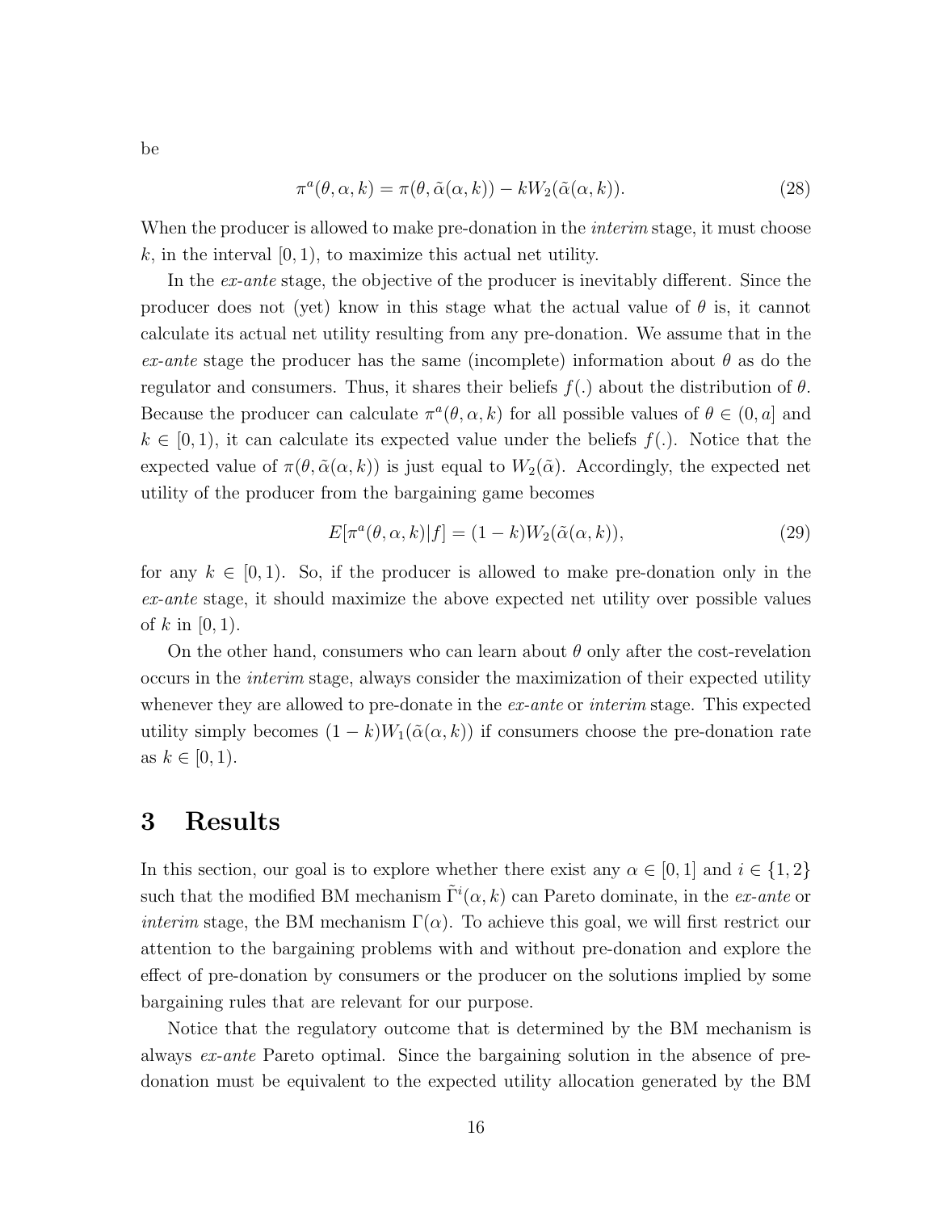be

$$\pi^a(\theta, \alpha, k) = \pi(\theta, \tilde{\alpha}(\alpha, k)) - kW_2(\tilde{\alpha}(\alpha, k)). \tag{28}$$

When the producer is allowed to make pre-donation in the *interim* stage, it must choose $k$, in the interval $[0, 1)$, to maximize this actual net utility.

In the *ex-ante* stage, the objective of the producer is inevitably different. Since the producer does not (yet) know in this stage what the actual value of $\theta$ is, it cannot calculate its actual net utility resulting from any pre-donation. We assume that in the *ex-ante* stage the producer has the same (incomplete) information about $\theta$ as do the regulator and consumers. Thus, it shares their beliefs $f(.)$ about the distribution of $\theta$. Because the producer can calculate $\pi^a(\theta, \alpha, k)$ for all possible values of $\theta \in (0, a]$ and $k \in [0, 1)$, it can calculate its expected value under the beliefs $f(.)$. Notice that the expected value of $\pi(\theta, \tilde{\alpha}(\alpha, k))$ is just equal to $W_2(\tilde{\alpha})$. Accordingly, the expected net utility of the producer from the bargaining game becomes

$$E[\pi^a(\theta, \alpha, k)|f] = (1 - k)W_2(\tilde{\alpha}(\alpha, k)), \tag{29}$$

for any $k \in [0, 1)$. So, if the producer is allowed to make pre-donation only in the *ex-ante* stage, it should maximize the above expected net utility over possible values of $k$ in $[0, 1)$.

On the other hand, consumers who can learn about $\theta$ only after the cost-revelation occurs in the *interim* stage, always consider the maximization of their expected utility whenever they are allowed to pre-donate in the *ex-ante* or *interim* stage. This expected utility simply becomes $(1 - k)W_1(\tilde{\alpha}(\alpha, k))$ if consumers choose the pre-donation rate as $k \in [0, 1)$.

# 3 Results

In this section, our goal is to explore whether there exist any $\alpha \in [0, 1]$ and $i \in \{1, 2\}$ such that the modified BM mechanism $\tilde{\Gamma}^i(\alpha, k)$ can Pareto dominate, in the *ex-ante* or *interim* stage, the BM mechanism $\Gamma(\alpha)$. To achieve this goal, we will first restrict our attention to the bargaining problems with and without pre-donation and explore the effect of pre-donation by consumers or the producer on the solutions implied by some bargaining rules that are relevant for our purpose.

Notice that the regulatory outcome that is determined by the BM mechanism is always *ex-ante* Pareto optimal. Since the bargaining solution in the absence of pre-donation must be equivalent to the expected utility allocation generated by the BM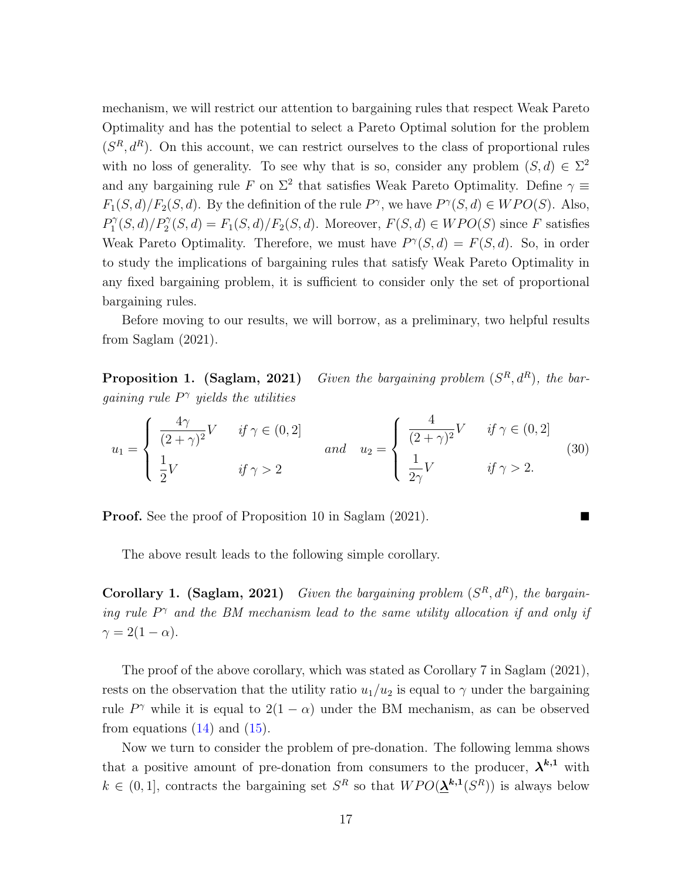mechanism, we will restrict our attention to bargaining rules that respect Weak Pareto Optimality and has the potential to select a Pareto Optimal solution for the problem $(S^R, d^R)$. On this account, we can restrict ourselves to the class of proportional rules with no loss of generality. To see why that is so, consider any problem $(S, d) \in \Sigma^2$ and any bargaining rule $F$ on $\Sigma^2$ that satisfies Weak Pareto Optimality. Define $\gamma \equiv F_1(S, d)/F_2(S, d)$. By the definition of the rule $P^\gamma$, we have $P^\gamma(S, d) \in WPO(S)$. Also, $P_1^\gamma(S, d)/P_2^\gamma(S, d) = F_1(S, d)/F_2(S, d)$. Moreover, $F(S, d) \in WPO(S)$ since $F$ satisfies Weak Pareto Optimality. Therefore, we must have $P^\gamma(S, d) = F(S, d)$. So, in order to study the implications of bargaining rules that satisfy Weak Pareto Optimality in any fixed bargaining problem, it is sufficient to consider only the set of proportional bargaining rules.

Before moving to our results, we will borrow, as a preliminary, two helpful results from Saglam (2021).

**Proposition 1. (Saglam, 2021)** *Given the bargaining problem $(S^R, d^R)$, the bargaining rule $P^\gamma$ yields the utilities*

$$u_1 = \begin{cases} \dfrac{4\gamma}{(2+\gamma)^2} V & \text{if } \gamma \in (0, 2] \\ \dfrac{1}{2} V & \text{if } \gamma > 2 \end{cases} \quad \text{and} \quad u_2 = \begin{cases} \dfrac{4}{(2+\gamma)^2} V & \text{if } \gamma \in (0, 2] \\ \dfrac{1}{2\gamma} V & \text{if } \gamma > 2. \end{cases} \tag{30}$$

**Proof.** See the proof of Proposition 10 in Saglam (2021). ■

The above result leads to the following simple corollary.

**Corollary 1. (Saglam, 2021)** *Given the bargaining problem $(S^R, d^R)$, the bargaining rule $P^\gamma$ and the BM mechanism lead to the same utility allocation if and only if $\gamma = 2(1 - \alpha)$.*

The proof of the above corollary, which was stated as Corollary 7 in Saglam (2021), rests on the observation that the utility ratio $u_1/u_2$ is equal to $\gamma$ under the bargaining rule $P^\gamma$ while it is equal to $2(1 - \alpha)$ under the BM mechanism, as can be observed from equations (14) and (15).

Now we turn to consider the problem of pre-donation. The following lemma shows that a positive amount of pre-donation from consumers to the producer, $\boldsymbol{\lambda^{k,1}}$ with $k \in (0, 1]$, contracts the bargaining set $S^R$ so that $WPO(\underline{\boldsymbol{\lambda}}^{\boldsymbol{k,1}}(S^R))$ is always below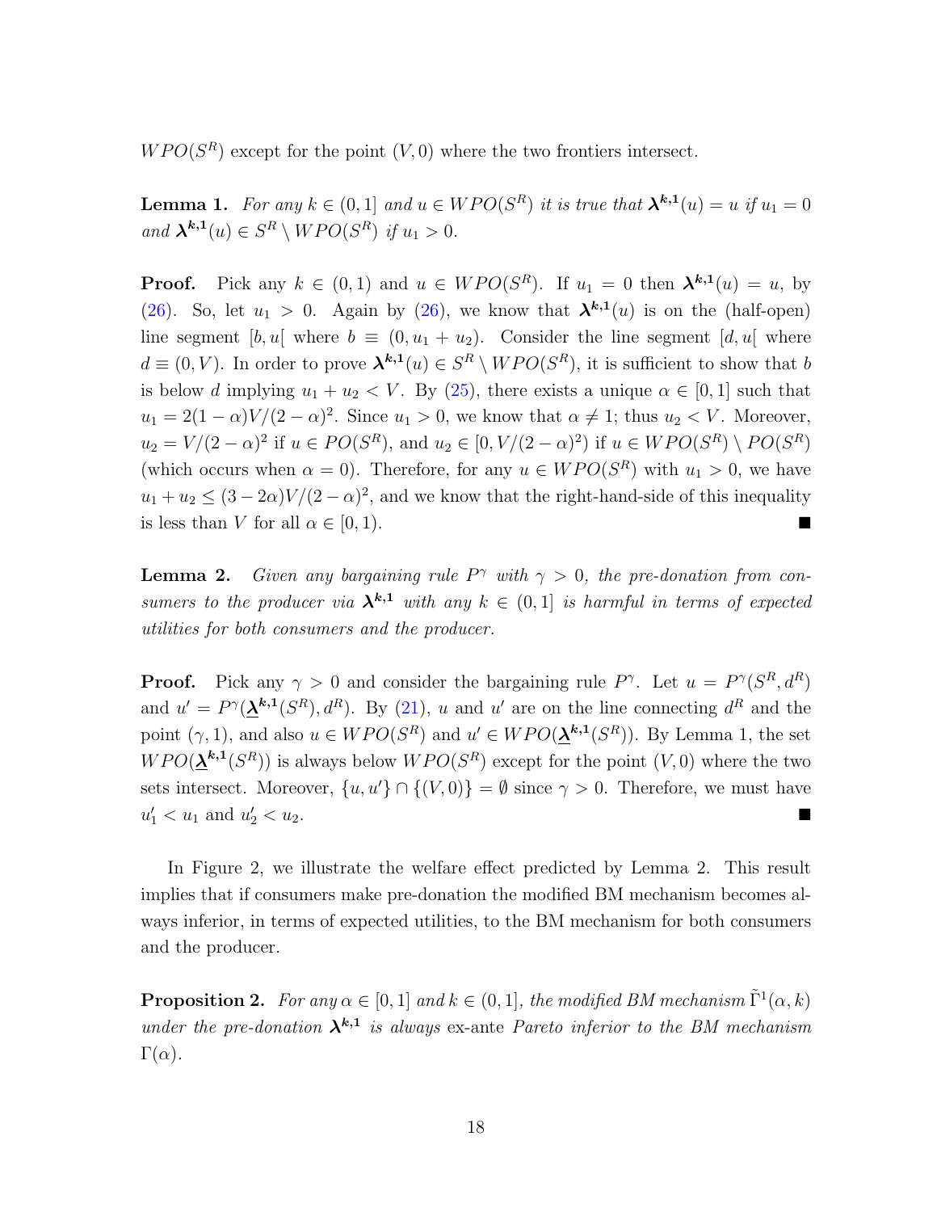$WPO(S^R)$ except for the point $(V, 0)$ where the two frontiers intersect.

**Lemma 1.** *For any $k \in (0,1]$ and $u \in WPO(S^R)$ it is true that $\boldsymbol{\lambda}^{\boldsymbol{k},\boldsymbol{1}}(u) = u$ if $u_1 = 0$ and $\boldsymbol{\lambda}^{\boldsymbol{k},\boldsymbol{1}}(u) \in S^R \setminus WPO(S^R)$ if $u_1 > 0$.*

**Proof.** Pick any $k \in (0,1)$ and $u \in WPO(S^R)$. If $u_1 = 0$ then $\boldsymbol{\lambda}^{\boldsymbol{k},\boldsymbol{1}}(u) = u$, by (26). So, let $u_1 > 0$. Again by (26), we know that $\boldsymbol{\lambda}^{\boldsymbol{k},\boldsymbol{1}}(u)$ is on the (half-open) line segment $[b, u[$ where $b \equiv (0, u_1 + u_2)$. Consider the line segment $[d, u[$ where $d \equiv (0, V)$. In order to prove $\boldsymbol{\lambda}^{\boldsymbol{k},\boldsymbol{1}}(u) \in S^R \setminus WPO(S^R)$, it is sufficient to show that $b$ is below $d$ implying $u_1 + u_2 < V$. By (25), there exists a unique $\alpha \in [0,1]$ such that $u_1 = 2(1-\alpha)V/(2-\alpha)^2$. Since $u_1 > 0$, we know that $\alpha \neq 1$; thus $u_2 < V$. Moreover, $u_2 = V/(2-\alpha)^2$ if $u \in PO(S^R)$, and $u_2 \in [0, V/(2-\alpha)^2)$ if $u \in WPO(S^R) \setminus PO(S^R)$ (which occurs when $\alpha = 0$). Therefore, for any $u \in WPO(S^R)$ with $u_1 > 0$, we have $u_1 + u_2 \leq (3-2\alpha)V/(2-\alpha)^2$, and we know that the right-hand-side of this inequality is less than $V$ for all $\alpha \in [0, 1)$. ■

**Lemma 2.** *Given any bargaining rule $P^\gamma$ with $\gamma > 0$, the pre-donation from consumers to the producer via $\boldsymbol{\lambda}^{\boldsymbol{k},\boldsymbol{1}}$ with any $k \in (0,1]$ is harmful in terms of expected utilities for both consumers and the producer.*

**Proof.** Pick any $\gamma > 0$ and consider the bargaining rule $P^\gamma$. Let $u = P^\gamma(S^R, d^R)$ and $u' = P^\gamma(\underline{\boldsymbol{\lambda}}^{\boldsymbol{k},\boldsymbol{1}}(S^R), d^R)$. By (21), $u$ and $u'$ are on the line connecting $d^R$ and the point $(\gamma, 1)$, and also $u \in WPO(S^R)$ and $u' \in WPO(\underline{\boldsymbol{\lambda}}^{\boldsymbol{k},\boldsymbol{1}}(S^R))$. By Lemma 1, the set $WPO(\underline{\boldsymbol{\lambda}}^{\boldsymbol{k},\boldsymbol{1}}(S^R))$ is always below $WPO(S^R)$ except for the point $(V, 0)$ where the two sets intersect. Moreover, $\{u, u'\} \cap \{(V, 0)\} = \emptyset$ since $\gamma > 0$. Therefore, we must have $u'_1 < u_1$ and $u'_2 < u_2$. ■

In Figure 2, we illustrate the welfare effect predicted by Lemma 2. This result implies that if consumers make pre-donation the modified BM mechanism becomes always inferior, in terms of expected utilities, to the BM mechanism for both consumers and the producer.

**Proposition 2.** *For any $\alpha \in [0,1]$ and $k \in (0,1]$, the modified BM mechanism $\tilde{\Gamma}^1(\alpha, k)$ under the pre-donation $\boldsymbol{\lambda}^{\boldsymbol{k},\boldsymbol{1}}$ is always* ex-ante *Pareto inferior to the BM mechanism $\Gamma(\alpha)$.*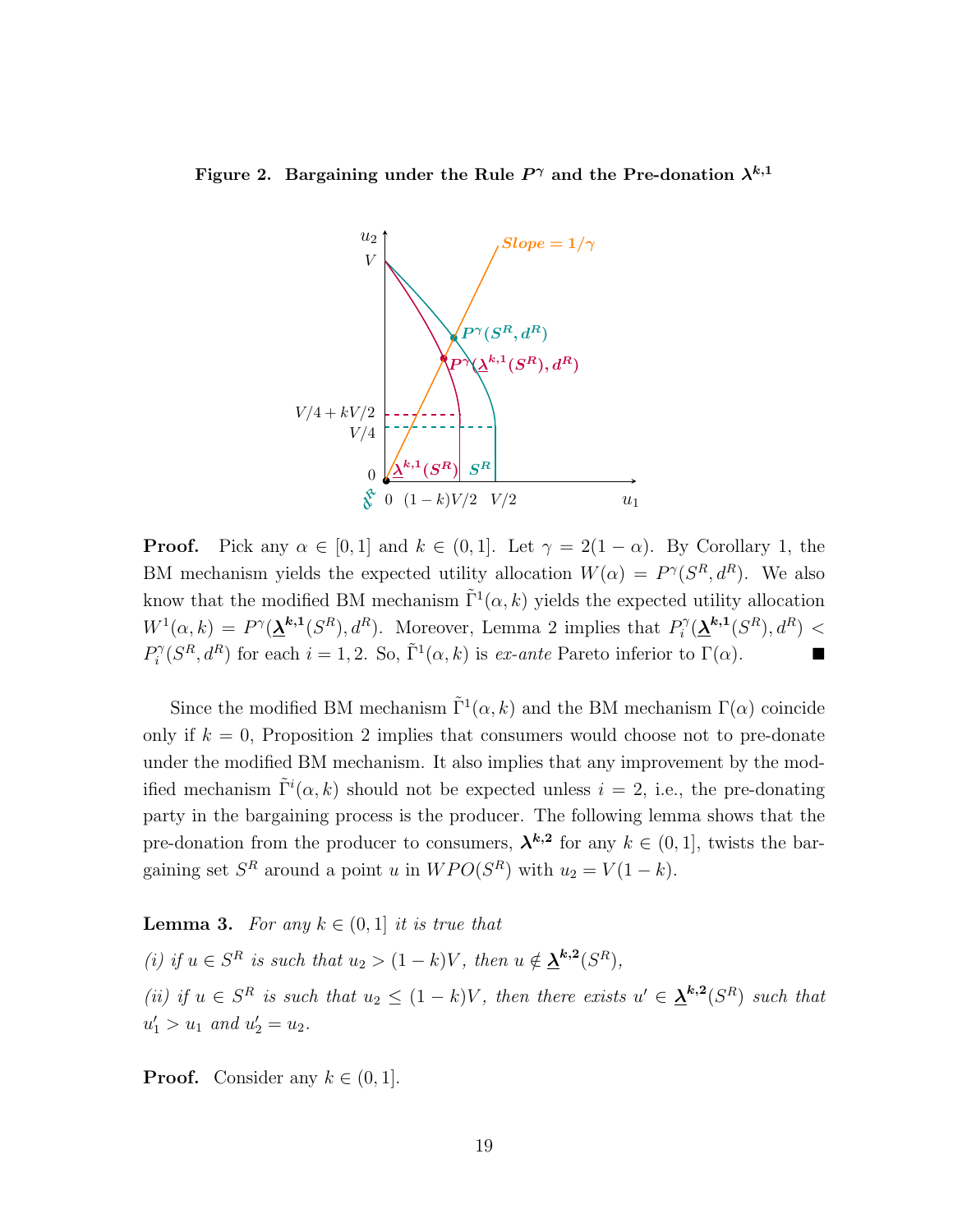**Figure 2. Bargaining under the Rule $P^\gamma$ and the Pre-donation $\lambda^{k,1}$**

**Proof.** Pick any $\alpha \in [0,1]$ and $k \in (0,1]$. Let $\gamma = 2(1-\alpha)$. By Corollary 1, the BM mechanism yields the expected utility allocation $W(\alpha) = P^\gamma(S^R, d^R)$. We also know that the modified BM mechanism $\tilde{\Gamma}^1(\alpha, k)$ yields the expected utility allocation $W^1(\alpha, k) = P^\gamma(\underline{\boldsymbol{\lambda}}^{\boldsymbol{k,1}}(S^R), d^R)$. Moreover, Lemma 2 implies that $P_i^\gamma(\underline{\boldsymbol{\lambda}}^{\boldsymbol{k,1}}(S^R), d^R) < P_i^\gamma(S^R, d^R)$ for each $i = 1, 2$. So, $\tilde{\Gamma}^1(\alpha, k)$ is *ex-ante* Pareto inferior to $\Gamma(\alpha)$. ■

Since the modified BM mechanism $\tilde{\Gamma}^1(\alpha, k)$ and the BM mechanism $\Gamma(\alpha)$ coincide only if $k = 0$, Proposition 2 implies that consumers would choose not to pre-donate under the modified BM mechanism. It also implies that any improvement by the modified mechanism $\tilde{\Gamma}^i(\alpha, k)$ should not be expected unless $i = 2$, i.e., the pre-donating party in the bargaining process is the producer. The following lemma shows that the pre-donation from the producer to consumers, $\boldsymbol{\lambda}^{\boldsymbol{k,2}}$ for any $k \in (0,1]$, twists the bargaining set $S^R$ around a point $u$ in $WPO(S^R)$ with $u_2 = V(1-k)$.

**Lemma 3.** *For any $k \in (0,1]$ it is true that*

*(i) if $u \in S^R$ is such that $u_2 > (1-k)V$, then $u \notin \underline{\boldsymbol{\lambda}}^{\boldsymbol{k,2}}(S^R)$,*

*(ii) if $u \in S^R$ is such that $u_2 \leq (1-k)V$, then there exists $u' \in \underline{\boldsymbol{\lambda}}^{\boldsymbol{k,2}}(S^R)$ such that $u'_1 > u_1$ and $u'_2 = u_2$.*

**Proof.** Consider any $k \in (0,1]$.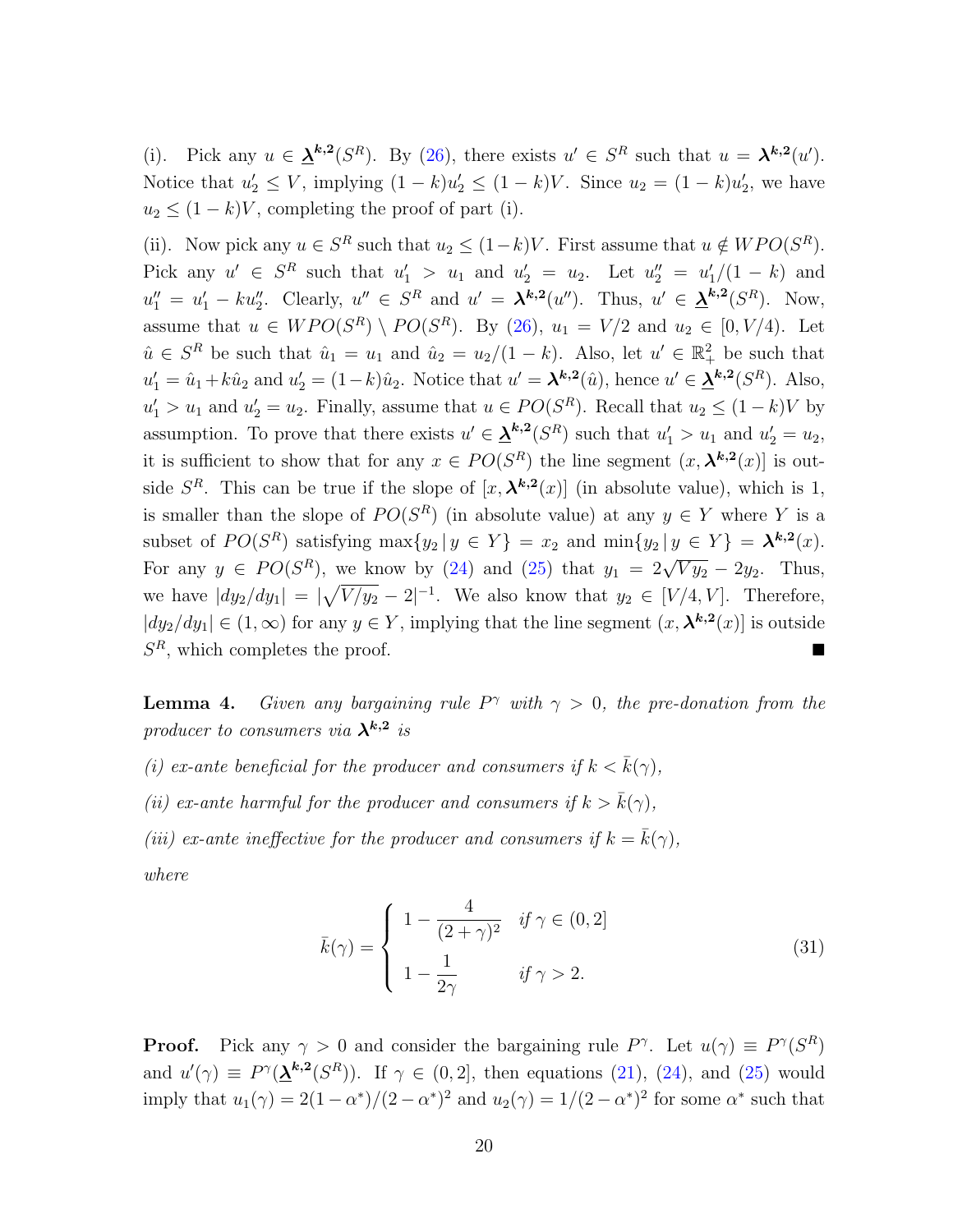(i). Pick any $u \in \underline{\boldsymbol{\lambda}}^{\boldsymbol{k},\boldsymbol{2}}(S^R)$. By (26), there exists $u' \in S^R$ such that $u = \boldsymbol{\lambda}^{\boldsymbol{k},\boldsymbol{2}}(u')$. Notice that $u'_2 \leq V$, implying $(1-k)u'_2 \leq (1-k)V$. Since $u_2 = (1-k)u'_2$, we have $u_2 \leq (1-k)V$, completing the proof of part (i).

(ii). Now pick any $u \in S^R$ such that $u_2 \leq (1-k)V$. First assume that $u \notin WPO(S^R)$. Pick any $u' \in S^R$ such that $u'_1 > u_1$ and $u'_2 = u_2$. Let $u''_2 = u'_1/(1-k)$ and $u''_1 = u'_1 - ku''_2$. Clearly, $u'' \in S^R$ and $u' = \boldsymbol{\lambda}^{\boldsymbol{k},\boldsymbol{2}}(u'')$. Thus, $u' \in \underline{\boldsymbol{\lambda}}^{\boldsymbol{k},\boldsymbol{2}}(S^R)$. Now, assume that $u \in WPO(S^R) \setminus PO(S^R)$. By (26), $u_1 = V/2$ and $u_2 \in [0, V/4)$. Let $\hat{u} \in S^R$ be such that $\hat{u}_1 = u_1$ and $\hat{u}_2 = u_2/(1-k)$. Also, let $u' \in \mathbb{R}^2_+$ be such that $u'_1 = \hat{u}_1 + k\hat{u}_2$ and $u'_2 = (1-k)\hat{u}_2$. Notice that $u' = \boldsymbol{\lambda}^{\boldsymbol{k},\boldsymbol{2}}(\hat{u})$, hence $u' \in \underline{\boldsymbol{\lambda}}^{\boldsymbol{k},\boldsymbol{2}}(S^R)$. Also, $u'_1 > u_1$ and $u'_2 = u_2$. Finally, assume that $u \in PO(S^R)$. Recall that $u_2 \leq (1-k)V$ by assumption. To prove that there exists $u' \in \underline{\boldsymbol{\lambda}}^{\boldsymbol{k},\boldsymbol{2}}(S^R)$ such that $u'_1 > u_1$ and $u'_2 = u_2$, it is sufficient to show that for any $x \in PO(S^R)$ the line segment $(x, \boldsymbol{\lambda}^{\boldsymbol{k},\boldsymbol{2}}(x)]$ is outside $S^R$. This can be true if the slope of $[x, \boldsymbol{\lambda}^{\boldsymbol{k},\boldsymbol{2}}(x)]$ (in absolute value), which is 1, is smaller than the slope of $PO(S^R)$ (in absolute value) at any $y \in Y$ where $Y$ is a subset of $PO(S^R)$ satisfying $\max\{y_2 \,|\, y \in Y\} = x_2$ and $\min\{y_2 \,|\, y \in Y\} = \boldsymbol{\lambda}^{\boldsymbol{k},\boldsymbol{2}}(x)$. For any $y \in PO(S^R)$, we know by (24) and (25) that $y_1 = 2\sqrt{Vy_2} - 2y_2$. Thus, we have $|dy_2/dy_1| = |\sqrt{V/y_2} - 2|^{-1}$. We also know that $y_2 \in [V/4, V]$. Therefore, $|dy_2/dy_1| \in (1, \infty)$ for any $y \in Y$, implying that the line segment $(x, \boldsymbol{\lambda}^{\boldsymbol{k},\boldsymbol{2}}(x)]$ is outside $S^R$, which completes the proof. ∎

**Lemma 4.** *Given any bargaining rule $P^\gamma$ with $\gamma > 0$, the pre-donation from the producer to consumers via $\boldsymbol{\lambda}^{\boldsymbol{k},\boldsymbol{2}}$ is*

*(i) ex-ante beneficial for the producer and consumers if $k < \bar{k}(\gamma)$,*

*(ii) ex-ante harmful for the producer and consumers if $k > \bar{k}(\gamma)$,*

*(iii) ex-ante ineffective for the producer and consumers if $k = \bar{k}(\gamma)$,*

*where*

$$\bar{k}(\gamma) = \begin{cases} 1 - \dfrac{4}{(2+\gamma)^2} & \text{if } \gamma \in (0, 2] \\[2ex] 1 - \dfrac{1}{2\gamma} & \text{if } \gamma > 2. \end{cases} \tag{31}$$

**Proof.** Pick any $\gamma > 0$ and consider the bargaining rule $P^\gamma$. Let $u(\gamma) \equiv P^\gamma(S^R)$ and $u'(\gamma) \equiv P^\gamma(\underline{\boldsymbol{\lambda}}^{\boldsymbol{k},\boldsymbol{2}}(S^R))$. If $\gamma \in (0, 2]$, then equations (21), (24), and (25) would imply that $u_1(\gamma) = 2(1-\alpha^*)/(2-\alpha^*)^2$ and $u_2(\gamma) = 1/(2-\alpha^*)^2$ for some $\alpha^*$ such that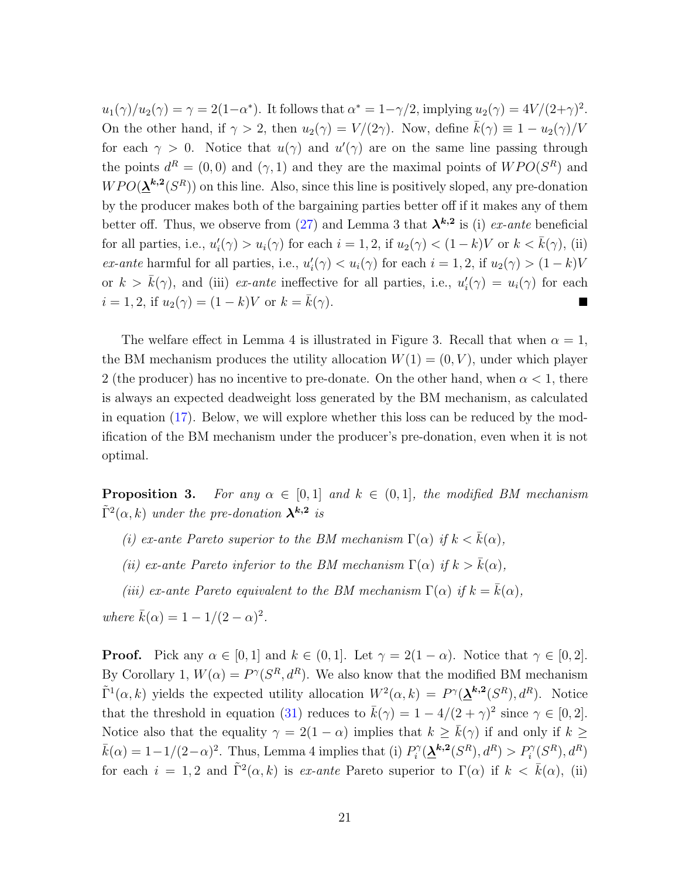$u_1(\gamma)/u_2(\gamma) = \gamma = 2(1-\alpha^*)$. It follows that $\alpha^* = 1-\gamma/2$, implying $u_2(\gamma) = 4V/(2+\gamma)^2$. On the other hand, if $\gamma > 2$, then $u_2(\gamma) = V/(2\gamma)$. Now, define $\bar{k}(\gamma) \equiv 1 - u_2(\gamma)/V$ for each $\gamma > 0$. Notice that $u(\gamma)$ and $u'(\gamma)$ are on the same line passing through the points $d^R = (0,0)$ and $(\gamma, 1)$ and they are the maximal points of $WPO(S^R)$ and $WPO(\underline{\boldsymbol{\lambda}}^{\boldsymbol{k,2}}(S^R))$ on this line. Also, since this line is positively sloped, any pre-donation by the producer makes both of the bargaining parties better off if it makes any of them better off. Thus, we observe from (27) and Lemma 3 that $\boldsymbol{\lambda}^{\boldsymbol{k,2}}$ is (i) *ex-ante* beneficial for all parties, i.e., $u_i'(\gamma) > u_i(\gamma)$ for each $i = 1, 2$, if $u_2(\gamma) < (1-k)V$ or $k < \bar{k}(\gamma)$, (ii) *ex-ante* harmful for all parties, i.e., $u_i'(\gamma) < u_i(\gamma)$ for each $i = 1, 2$, if $u_2(\gamma) > (1-k)V$ or $k > \bar{k}(\gamma)$, and (iii) *ex-ante* ineffective for all parties, i.e., $u_i'(\gamma) = u_i(\gamma)$ for each $i = 1, 2$, if $u_2(\gamma) = (1-k)V$ or $k = \bar{k}(\gamma)$. ■

The welfare effect in Lemma 4 is illustrated in Figure 3. Recall that when $\alpha = 1$, the BM mechanism produces the utility allocation $W(1) = (0, V)$, under which player 2 (the producer) has no incentive to pre-donate. On the other hand, when $\alpha < 1$, there is always an expected deadweight loss generated by the BM mechanism, as calculated in equation (17). Below, we will explore whether this loss can be reduced by the modification of the BM mechanism under the producer's pre-donation, even when it is not optimal.

**Proposition 3.** *For any $\alpha \in [0,1]$ and $k \in (0,1]$, the modified BM mechanism $\tilde{\Gamma}^2(\alpha, k)$ under the pre-donation $\boldsymbol{\lambda}^{\boldsymbol{k,2}}$ is*

*(i) ex-ante Pareto superior to the BM mechanism $\Gamma(\alpha)$ if $k < \bar{k}(\alpha)$,*

*(ii) ex-ante Pareto inferior to the BM mechanism $\Gamma(\alpha)$ if $k > \bar{k}(\alpha)$,*

*(iii) ex-ante Pareto equivalent to the BM mechanism $\Gamma(\alpha)$ if $k = \bar{k}(\alpha)$,*

*where $\bar{k}(\alpha) = 1 - 1/(2-\alpha)^2$.*

**Proof.** Pick any $\alpha \in [0,1]$ and $k \in (0,1]$. Let $\gamma = 2(1-\alpha)$. Notice that $\gamma \in [0,2]$. By Corollary 1, $W(\alpha) = P^\gamma(S^R, d^R)$. We also know that the modified BM mechanism $\tilde{\Gamma}^1(\alpha, k)$ yields the expected utility allocation $W^2(\alpha, k) = P^\gamma(\underline{\boldsymbol{\lambda}}^{\boldsymbol{k,2}}(S^R), d^R)$. Notice that the threshold in equation (31) reduces to $\bar{k}(\gamma) = 1 - 4/(2+\gamma)^2$ since $\gamma \in [0,2]$. Notice also that the equality $\gamma = 2(1-\alpha)$ implies that $k \geq \bar{k}(\gamma)$ if and only if $k \geq \bar{k}(\alpha) = 1 - 1/(2-\alpha)^2$. Thus, Lemma 4 implies that (i) $P_i^\gamma(\underline{\boldsymbol{\lambda}}^{\boldsymbol{k,2}}(S^R), d^R) > P_i^\gamma(S^R), d^R)$ for each $i = 1, 2$ and $\tilde{\Gamma}^2(\alpha, k)$ is *ex-ante* Pareto superior to $\Gamma(\alpha)$ if $k < \bar{k}(\alpha)$, (ii)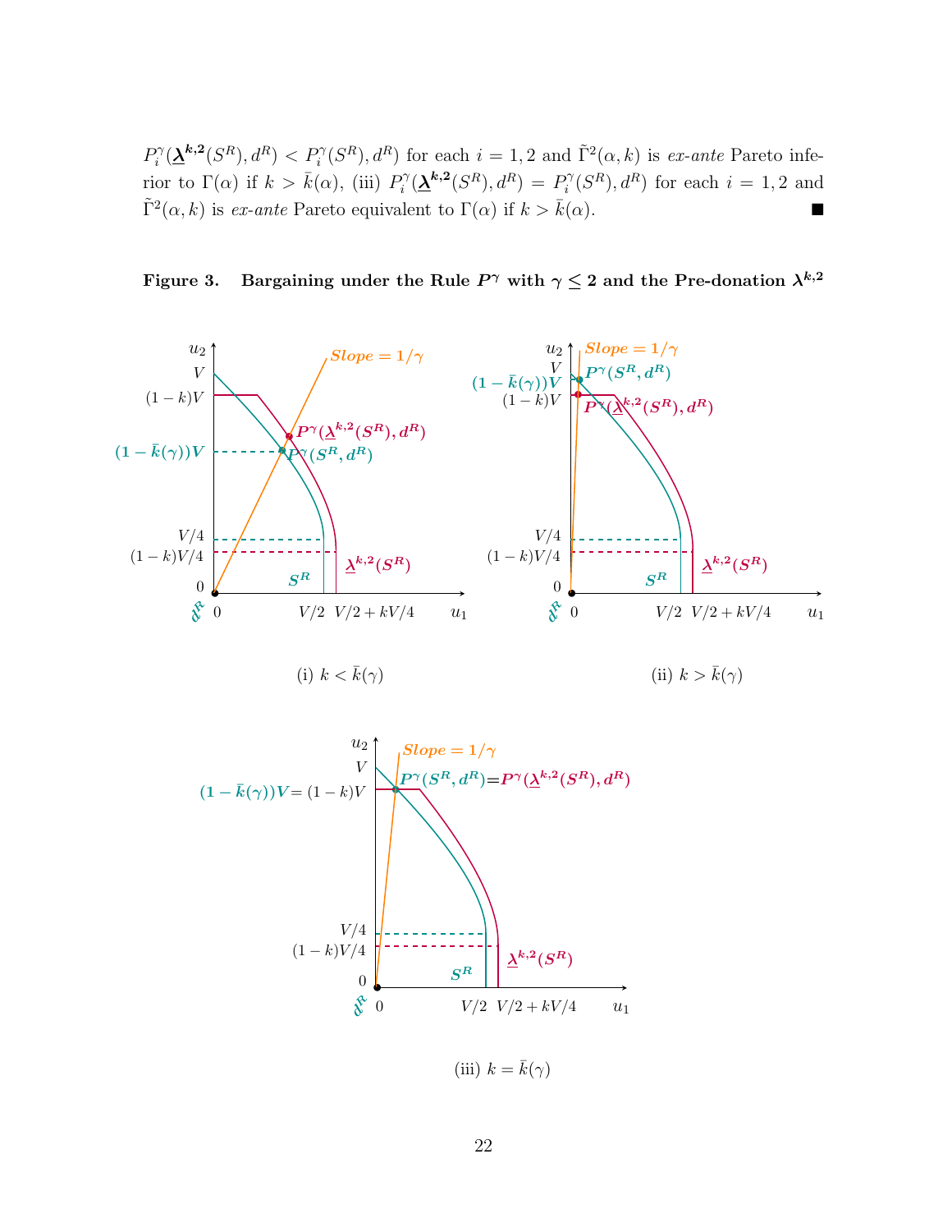$P_i^\gamma(\underline{\boldsymbol{\lambda}}^{\boldsymbol{k,2}}(S^R), d^R) < P_i^\gamma(S^R), d^R)$ for each $i = 1, 2$ and $\tilde{\Gamma}^2(\alpha, k)$ is *ex-ante* Pareto inferior to $\Gamma(\alpha)$ if $k > \bar{k}(\alpha)$, (iii) $P_i^\gamma(\underline{\boldsymbol{\lambda}}^{\boldsymbol{k,2}}(S^R), d^R) = P_i^\gamma(S^R), d^R)$ for each $i = 1, 2$ and $\tilde{\Gamma}^2(\alpha, k)$ is *ex-ante* Pareto equivalent to $\Gamma(\alpha)$ if $k > \bar{k}(\alpha)$. ■

**Figure 3. Bargaining under the Rule $P^\gamma$ with $\gamma \leq 2$ and the Pre-donation $\lambda^{k,2}$**

(i) $k < \bar{k}(\gamma)$

(ii) $k > \bar{k}(\gamma)$

(iii) $k = \bar{k}(\gamma)$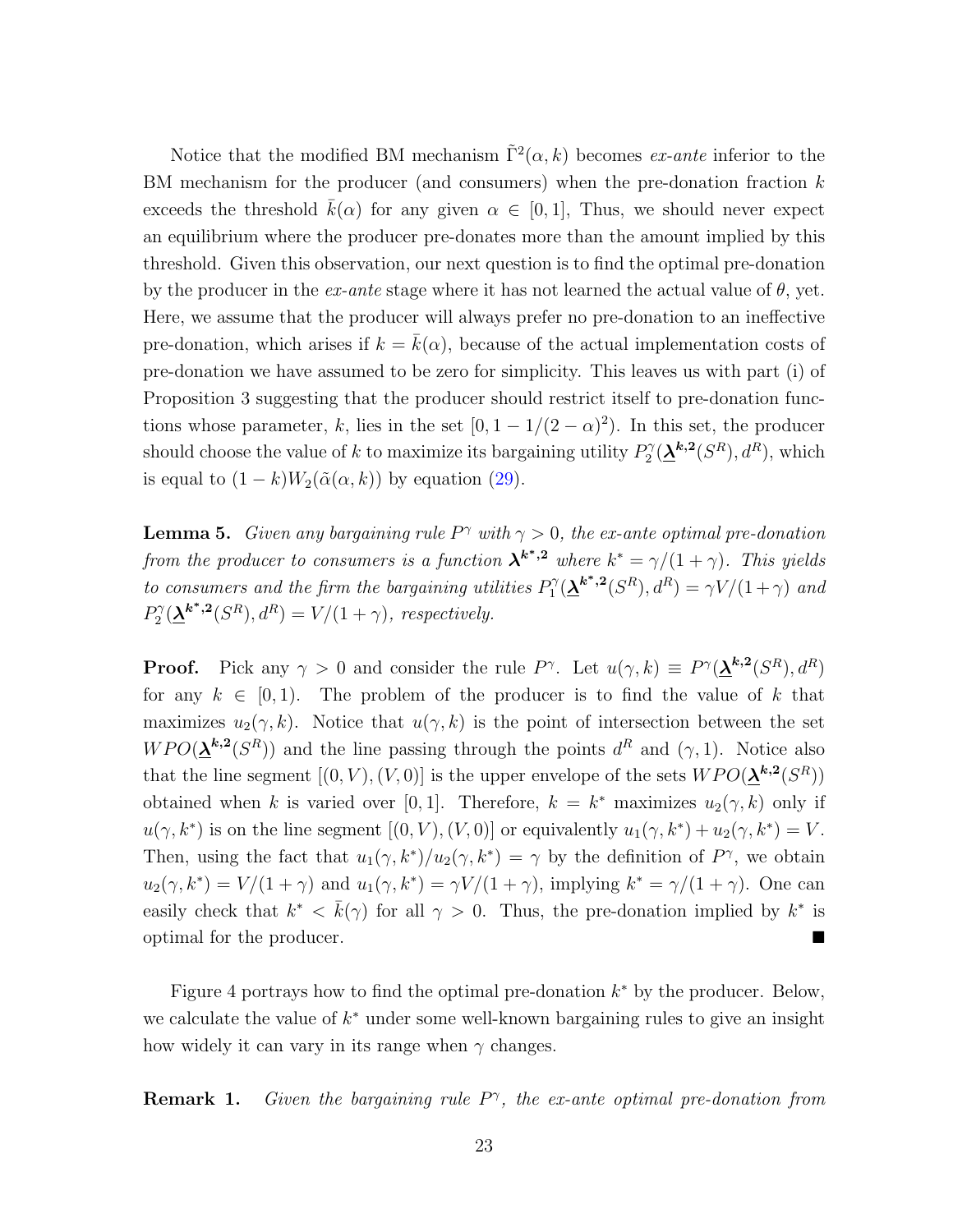Notice that the modified BM mechanism $\tilde{\Gamma}^2(\alpha, k)$ becomes *ex-ante* inferior to the BM mechanism for the producer (and consumers) when the pre-donation fraction $k$ exceeds the threshold $\bar{k}(\alpha)$ for any given $\alpha \in [0, 1]$, Thus, we should never expect an equilibrium where the producer pre-donates more than the amount implied by this threshold. Given this observation, our next question is to find the optimal pre-donation by the producer in the *ex-ante* stage where it has not learned the actual value of $\theta$, yet. Here, we assume that the producer will always prefer no pre-donation to an ineffective pre-donation, which arises if $k = \bar{k}(\alpha)$, because of the actual implementation costs of pre-donation we have assumed to be zero for simplicity. This leaves us with part (i) of Proposition 3 suggesting that the producer should restrict itself to pre-donation functions whose parameter, $k$, lies in the set $[0, 1 - 1/(2 - \alpha)^2)$. In this set, the producer should choose the value of $k$ to maximize its bargaining utility $P_2^{\gamma}(\underline{\boldsymbol{\lambda}}^{\boldsymbol{k},\boldsymbol{2}}(S^R), d^R)$, which is equal to $(1 - k)W_2(\tilde{\alpha}(\alpha, k))$ by equation (29).

**Lemma 5.** *Given any bargaining rule $P^{\gamma}$ with $\gamma > 0$, the ex-ante optimal pre-donation from the producer to consumers is a function $\boldsymbol{\lambda}^{\boldsymbol{k^*},\boldsymbol{2}}$ where $k^* = \gamma/(1 + \gamma)$. This yields to consumers and the firm the bargaining utilities $P_1^{\gamma}(\underline{\boldsymbol{\lambda}}^{\boldsymbol{k^*},\boldsymbol{2}}(S^R), d^R) = \gamma V/(1 + \gamma)$ and $P_2^{\gamma}(\underline{\boldsymbol{\lambda}}^{\boldsymbol{k^*},\boldsymbol{2}}(S^R), d^R) = V/(1 + \gamma)$, respectively.*

**Proof.** Pick any $\gamma > 0$ and consider the rule $P^{\gamma}$. Let $u(\gamma, k) \equiv P^{\gamma}(\underline{\boldsymbol{\lambda}}^{\boldsymbol{k},\boldsymbol{2}}(S^R), d^R)$ for any $k \in [0, 1)$. The problem of the producer is to find the value of $k$ that maximizes $u_2(\gamma, k)$. Notice that $u(\gamma, k)$ is the point of intersection between the set $WPO(\underline{\boldsymbol{\lambda}}^{\boldsymbol{k},\boldsymbol{2}}(S^R))$ and the line passing through the points $d^R$ and $(\gamma, 1)$. Notice also that the line segment $[(0, V), (V, 0)]$ is the upper envelope of the sets $WPO(\underline{\boldsymbol{\lambda}}^{\boldsymbol{k},\boldsymbol{2}}(S^R))$ obtained when $k$ is varied over $[0, 1]$. Therefore, $k = k^*$ maximizes $u_2(\gamma, k)$ only if $u(\gamma, k^*)$ is on the line segment $[(0, V), (V, 0)]$ or equivalently $u_1(\gamma, k^*) + u_2(\gamma, k^*) = V$. Then, using the fact that $u_1(\gamma, k^*)/u_2(\gamma, k^*) = \gamma$ by the definition of $P^{\gamma}$, we obtain $u_2(\gamma, k^*) = V/(1 + \gamma)$ and $u_1(\gamma, k^*) = \gamma V/(1 + \gamma)$, implying $k^* = \gamma/(1 + \gamma)$. One can easily check that $k^* < \bar{k}(\gamma)$ for all $\gamma > 0$. Thus, the pre-donation implied by $k^*$ is optimal for the producer. ■

Figure 4 portrays how to find the optimal pre-donation $k^*$ by the producer. Below, we calculate the value of $k^*$ under some well-known bargaining rules to give an insight how widely it can vary in its range when $\gamma$ changes.

**Remark 1.** *Given the bargaining rule $P^{\gamma}$, the ex-ante optimal pre-donation from*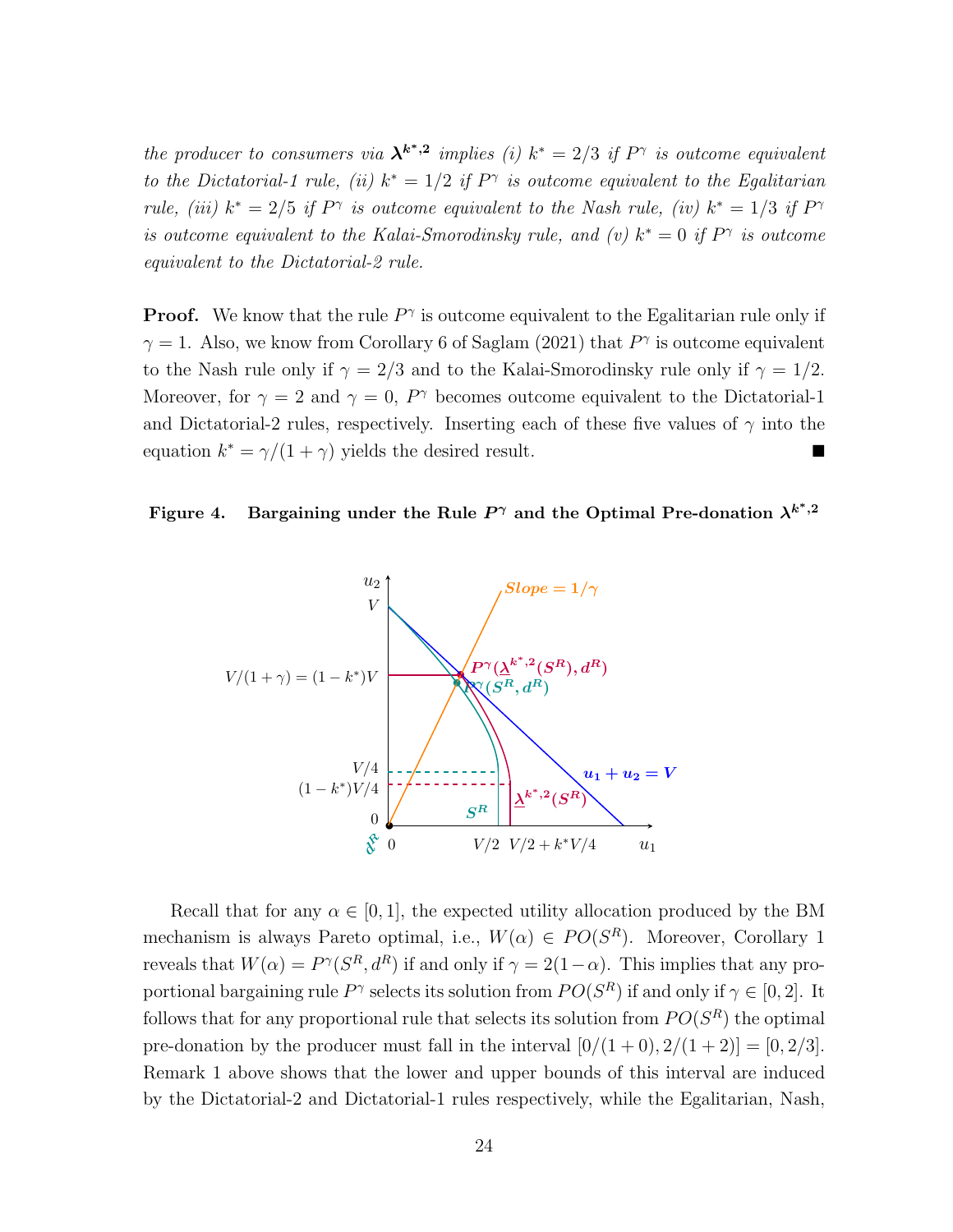*the producer to consumers via $\boldsymbol{\lambda}^{\boldsymbol{k^*},\mathbf{2}}$ implies (i) $k^* = 2/3$ if $P^\gamma$ is outcome equivalent to the Dictatorial-1 rule, (ii) $k^* = 1/2$ if $P^\gamma$ is outcome equivalent to the Egalitarian rule, (iii) $k^* = 2/5$ if $P^\gamma$ is outcome equivalent to the Nash rule, (iv) $k^* = 1/3$ if $P^\gamma$ is outcome equivalent to the Kalai-Smorodinsky rule, and (v) $k^* = 0$ if $P^\gamma$ is outcome equivalent to the Dictatorial-2 rule.*

**Proof.** We know that the rule $P^\gamma$ is outcome equivalent to the Egalitarian rule only if $\gamma = 1$. Also, we know from Corollary 6 of Saglam (2021) that $P^\gamma$ is outcome equivalent to the Nash rule only if $\gamma = 2/3$ and to the Kalai-Smorodinsky rule only if $\gamma = 1/2$. Moreover, for $\gamma = 2$ and $\gamma = 0$, $P^\gamma$ becomes outcome equivalent to the Dictatorial-1 and Dictatorial-2 rules, respectively. Inserting each of these five values of $\gamma$ into the equation $k^* = \gamma/(1+\gamma)$ yields the desired result. ∎

**Figure 4. Bargaining under the Rule $P^\gamma$ and the Optimal Pre-donation $\boldsymbol{\lambda}^{\boldsymbol{k^*},\mathbf{2}}$**

Recall that for any $\alpha \in [0,1]$, the expected utility allocation produced by the BM mechanism is always Pareto optimal, i.e., $W(\alpha) \in PO(S^R)$. Moreover, Corollary 1 reveals that $W(\alpha) = P^\gamma(S^R, d^R)$ if and only if $\gamma = 2(1-\alpha)$. This implies that any proportional bargaining rule $P^\gamma$ selects its solution from $PO(S^R)$ if and only if $\gamma \in [0,2]$. It follows that for any proportional rule that selects its solution from $PO(S^R)$ the optimal pre-donation by the producer must fall in the interval $[0/(1+0), 2/(1+2)] = [0, 2/3]$. Remark 1 above shows that the lower and upper bounds of this interval are induced by the Dictatorial-2 and Dictatorial-1 rules respectively, while the Egalitarian, Nash,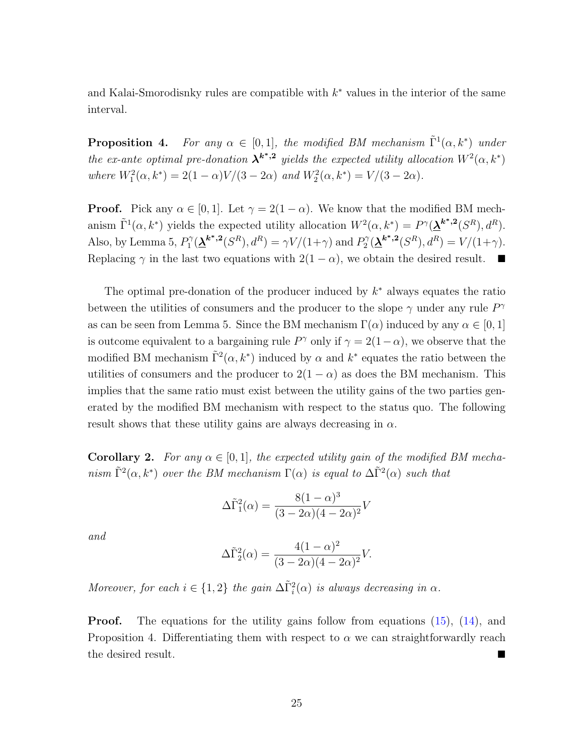and Kalai-Smorodisnky rules are compatible with $k^*$ values in the interior of the same interval.

**Proposition 4.** *For any $\alpha \in [0,1]$, the modified BM mechanism $\tilde{\Gamma}^1(\alpha, k^*)$ under the ex-ante optimal pre-donation $\boldsymbol{\lambda}^{\boldsymbol{k^*},\mathbf{2}}$ yields the expected utility allocation $W^2(\alpha, k^*)$ where $W_1^2(\alpha, k^*) = 2(1-\alpha)V/(3-2\alpha)$ and $W_2^2(\alpha, k^*) = V/(3-2\alpha)$.*

**Proof.** Pick any $\alpha \in [0,1]$. Let $\gamma = 2(1-\alpha)$. We know that the modified BM mechanism $\tilde{\Gamma}^1(\alpha, k^*)$ yields the expected utility allocation $W^2(\alpha, k^*) = P^\gamma(\underline{\boldsymbol{\lambda}}^{\boldsymbol{k^*},\mathbf{2}}(S^R), d^R)$. Also, by Lemma 5, $P_1^\gamma(\underline{\boldsymbol{\lambda}}^{\boldsymbol{k^*},\mathbf{2}}(S^R), d^R) = \gamma V/(1+\gamma)$ and $P_2^\gamma(\underline{\boldsymbol{\lambda}}^{\boldsymbol{k^*},\mathbf{2}}(S^R), d^R) = V/(1+\gamma)$. Replacing $\gamma$ in the last two equations with $2(1-\alpha)$, we obtain the desired result. ■

The optimal pre-donation of the producer induced by $k^*$ always equates the ratio between the utilities of consumers and the producer to the slope $\gamma$ under any rule $P^\gamma$ as can be seen from Lemma 5. Since the BM mechanism $\Gamma(\alpha)$ induced by any $\alpha \in [0,1]$ is outcome equivalent to a bargaining rule $P^\gamma$ only if $\gamma = 2(1-\alpha)$, we observe that the modified BM mechanism $\tilde{\Gamma}^2(\alpha, k^*)$ induced by $\alpha$ and $k^*$ equates the ratio between the utilities of consumers and the producer to $2(1-\alpha)$ as does the BM mechanism. This implies that the same ratio must exist between the utility gains of the two parties generated by the modified BM mechanism with respect to the status quo. The following result shows that these utility gains are always decreasing in $\alpha$.

**Corollary 2.** *For any $\alpha \in [0,1]$, the expected utility gain of the modified BM mechanism $\tilde{\Gamma}^2(\alpha, k^*)$ over the BM mechanism $\Gamma(\alpha)$ is equal to $\Delta\tilde{\Gamma}^2(\alpha)$ such that*

$$\Delta\tilde{\Gamma}_1^2(\alpha) = \frac{8(1-\alpha)^3}{(3-2\alpha)(4-2\alpha)^2}V$$

*and*

$$\Delta\tilde{\Gamma}_2^2(\alpha) = \frac{4(1-\alpha)^2}{(3-2\alpha)(4-2\alpha)^2}V.$$

*Moreover, for each $i \in \{1,2\}$ the gain $\Delta\tilde{\Gamma}_i^2(\alpha)$ is always decreasing in $\alpha$.*

**Proof.** The equations for the utility gains follow from equations (15), (14), and Proposition 4. Differentiating them with respect to $\alpha$ we can straightforwardly reach the desired result. ■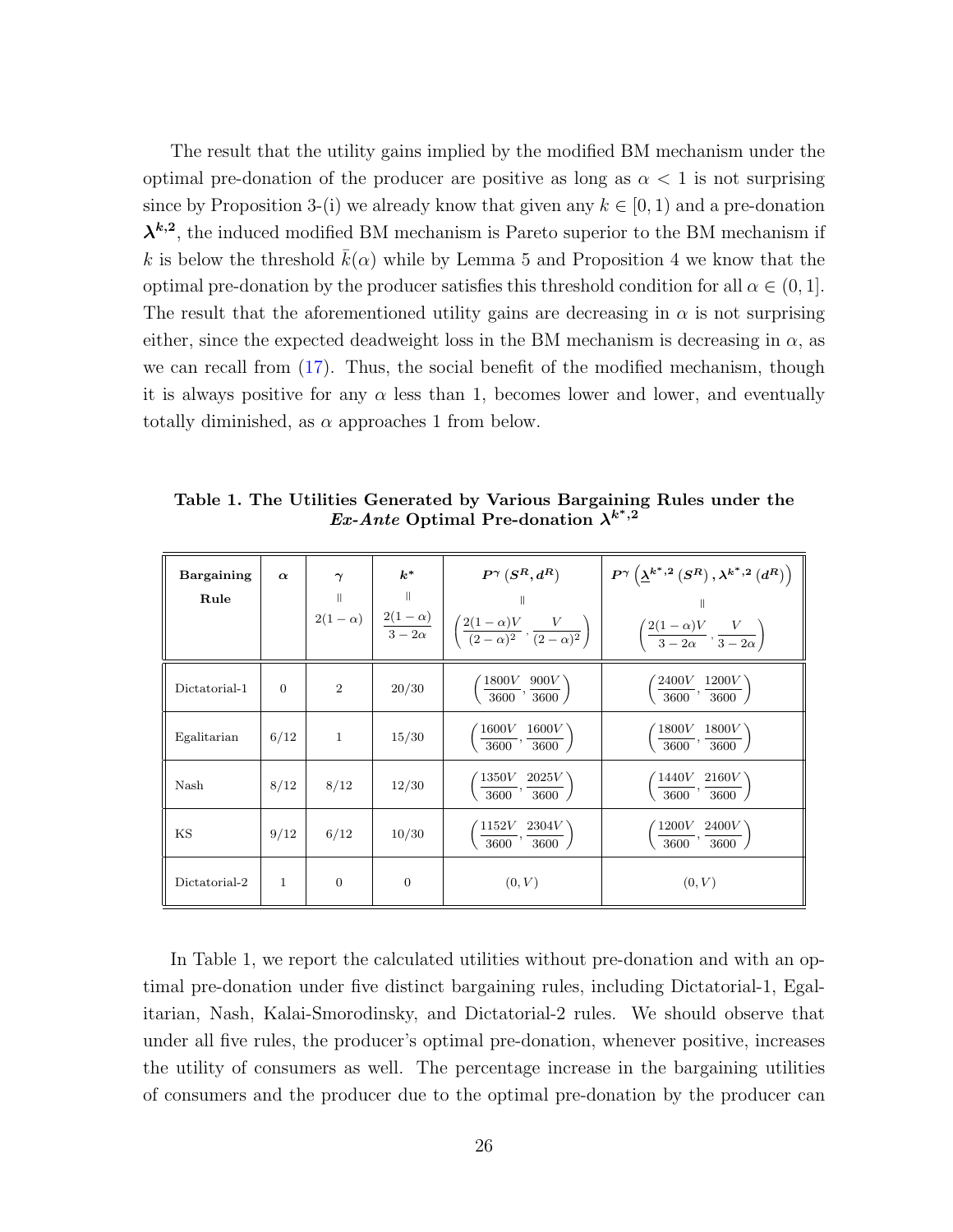The result that the utility gains implied by the modified BM mechanism under the optimal pre-donation of the producer are positive as long as $\alpha < 1$ is not surprising since by Proposition 3-(i) we already know that given any $k \in [0, 1)$ and a pre-donation $\boldsymbol{\lambda}^{\boldsymbol{k},\boldsymbol{2}}$, the induced modified BM mechanism is Pareto superior to the BM mechanism if $k$ is below the threshold $\bar{k}(\alpha)$ while by Lemma 5 and Proposition 4 we know that the optimal pre-donation by the producer satisfies this threshold condition for all $\alpha \in (0, 1]$. The result that the aforementioned utility gains are decreasing in $\alpha$ is not surprising either, since the expected deadweight loss in the BM mechanism is decreasing in $\alpha$, as we can recall from (17). Thus, the social benefit of the modified mechanism, though it is always positive for any $\alpha$ less than 1, becomes lower and lower, and eventually totally diminished, as $\alpha$ approaches 1 from below.

**Table 1. The Utilities Generated by Various Bargaining Rules under the *Ex-Ante* Optimal Pre-donation $\boldsymbol{\lambda}^{\boldsymbol{k^*},\boldsymbol{2}}$**

| Bargaining Rule | $\boldsymbol{\alpha}$ | $\boldsymbol{\gamma} = 2(1-\alpha)$ | $\boldsymbol{k^*} = \dfrac{2(1-\alpha)}{3-2\alpha}$ | $\boldsymbol{P^\gamma(S^R, d^R)} = \left(\dfrac{2(1-\alpha)V}{(2-\alpha)^2}, \dfrac{V}{(2-\alpha)^2}\right)$ | $\boldsymbol{P^\gamma\left(\underline{\lambda}^{k^*,2}(S^R), \lambda^{k^*,2}(d^R)\right)} = \left(\dfrac{2(1-\alpha)V}{3-2\alpha}, \dfrac{V}{3-2\alpha}\right)$ |
|---|---|---|---|---|---|
| Dictatorial-1 | 0 | 2 | 20/30 | $\left(\dfrac{1800V}{3600}, \dfrac{900V}{3600}\right)$ | $\left(\dfrac{2400V}{3600}, \dfrac{1200V}{3600}\right)$ |
| Egalitarian | 6/12 | 1 | 15/30 | $\left(\dfrac{1600V}{3600}, \dfrac{1600V}{3600}\right)$ | $\left(\dfrac{1800V}{3600}, \dfrac{1800V}{3600}\right)$ |
| Nash | 8/12 | 8/12 | 12/30 | $\left(\dfrac{1350V}{3600}, \dfrac{2025V}{3600}\right)$ | $\left(\dfrac{1440V}{3600}, \dfrac{2160V}{3600}\right)$ |
| KS | 9/12 | 6/12 | 10/30 | $\left(\dfrac{1152V}{3600}, \dfrac{2304V}{3600}\right)$ | $\left(\dfrac{1200V}{3600}, \dfrac{2400V}{3600}\right)$ |
| Dictatorial-2 | 1 | 0 | 0 | $(0, V)$ | $(0, V)$ |

In Table 1, we report the calculated utilities without pre-donation and with an optimal pre-donation under five distinct bargaining rules, including Dictatorial-1, Egalitarian, Nash, Kalai-Smorodinsky, and Dictatorial-2 rules. We should observe that under all five rules, the producer's optimal pre-donation, whenever positive, increases the utility of consumers as well. The percentage increase in the bargaining utilities of consumers and the producer due to the optimal pre-donation by the producer can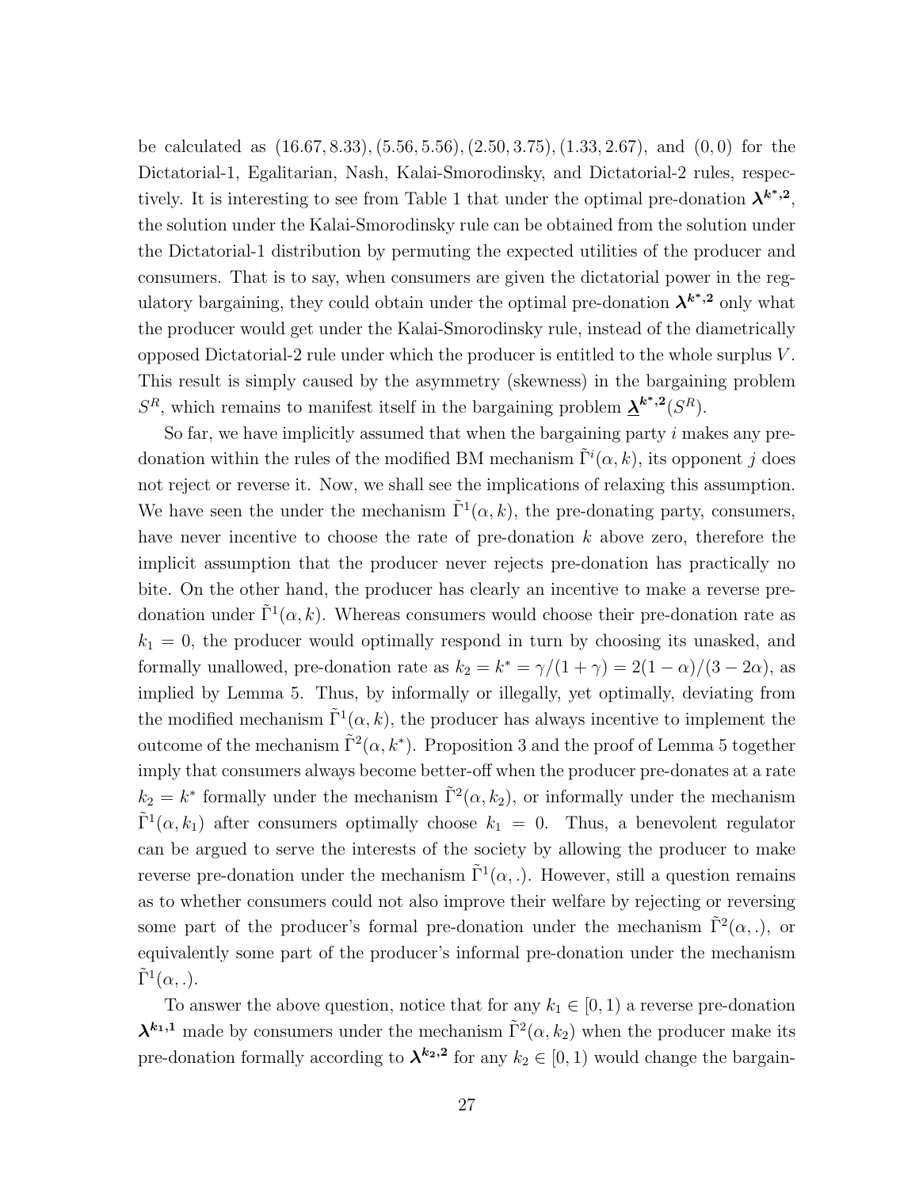be calculated as $(16.67, 8.33), (5.56, 5.56), (2.50, 3.75), (1.33, 2.67)$, and $(0, 0)$ for the Dictatorial-1, Egalitarian, Nash, Kalai-Smorodinsky, and Dictatorial-2 rules, respectively. It is interesting to see from Table 1 that under the optimal pre-donation $\boldsymbol{\lambda}^{\boldsymbol{k^*,2}}$, the solution under the Kalai-Smorodinsky rule can be obtained from the solution under the Dictatorial-1 distribution by permuting the expected utilities of the producer and consumers. That is to say, when consumers are given the dictatorial power in the regulatory bargaining, they could obtain under the optimal pre-donation $\boldsymbol{\lambda}^{\boldsymbol{k^*,2}}$ only what the producer would get under the Kalai-Smorodinsky rule, instead of the diametrically opposed Dictatorial-2 rule under which the producer is entitled to the whole surplus $V$. This result is simply caused by the asymmetry (skewness) in the bargaining problem $S^R$, which remains to manifest itself in the bargaining problem $\underline{\boldsymbol{\lambda}}^{\boldsymbol{k^*,2}}(S^R)$.

So far, we have implicitly assumed that when the bargaining party $i$ makes any pre-donation within the rules of the modified BM mechanism $\tilde{\Gamma}^i(\alpha, k)$, its opponent $j$ does not reject or reverse it. Now, we shall see the implications of relaxing this assumption. We have seen the under the mechanism $\tilde{\Gamma}^1(\alpha, k)$, the pre-donating party, consumers, have never incentive to choose the rate of pre-donation $k$ above zero, therefore the implicit assumption that the producer never rejects pre-donation has practically no bite. On the other hand, the producer has clearly an incentive to make a reverse pre-donation under $\tilde{\Gamma}^1(\alpha, k)$. Whereas consumers would choose their pre-donation rate as $k_1 = 0$, the producer would optimally respond in turn by choosing its unasked, and formally unallowed, pre-donation rate as $k_2 = k^* = \gamma/(1+\gamma) = 2(1-\alpha)/(3-2\alpha)$, as implied by Lemma 5. Thus, by informally or illegally, yet optimally, deviating from the modified mechanism $\tilde{\Gamma}^1(\alpha, k)$, the producer has always incentive to implement the outcome of the mechanism $\tilde{\Gamma}^2(\alpha, k^*)$. Proposition 3 and the proof of Lemma 5 together imply that consumers always become better-off when the producer pre-donates at a rate $k_2 = k^*$ formally under the mechanism $\tilde{\Gamma}^2(\alpha, k_2)$, or informally under the mechanism $\tilde{\Gamma}^1(\alpha, k_1)$ after consumers optimally choose $k_1 = 0$. Thus, a benevolent regulator can be argued to serve the interests of the society by allowing the producer to make reverse pre-donation under the mechanism $\tilde{\Gamma}^1(\alpha, .)$. However, still a question remains as to whether consumers could not also improve their welfare by rejecting or reversing some part of the producer's formal pre-donation under the mechanism $\tilde{\Gamma}^2(\alpha, .)$, or equivalently some part of the producer's informal pre-donation under the mechanism $\tilde{\Gamma}^1(\alpha, .)$.

To answer the above question, notice that for any $k_1 \in [0, 1)$ a reverse pre-donation $\boldsymbol{\lambda}^{\boldsymbol{k_1,1}}$ made by consumers under the mechanism $\tilde{\Gamma}^2(\alpha, k_2)$ when the producer make its pre-donation formally according to $\boldsymbol{\lambda}^{\boldsymbol{k_2,2}}$ for any $k_2 \in [0, 1)$ would change the bargain-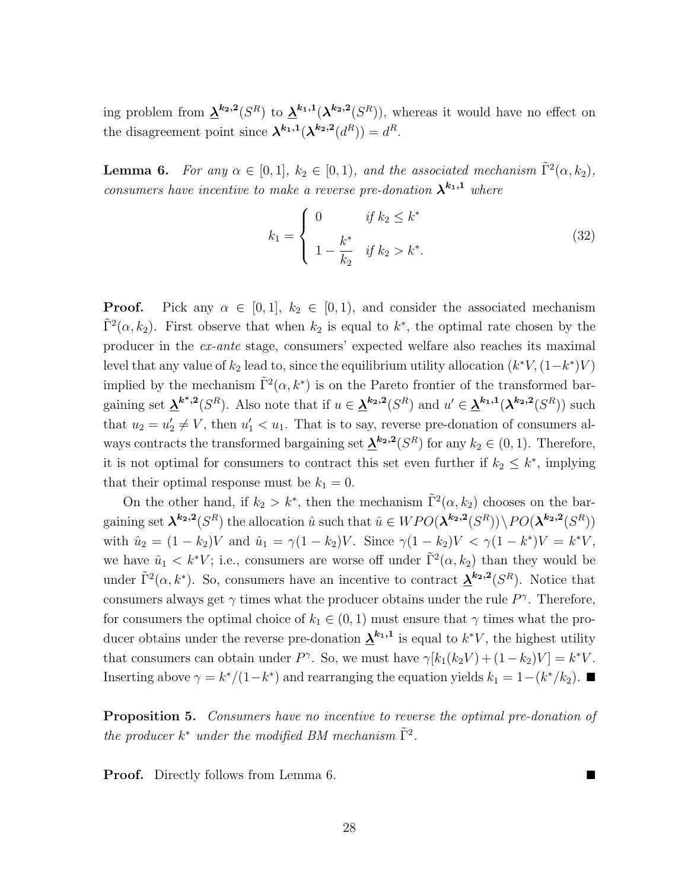ing problem from $\underline{\boldsymbol{\lambda}}^{\boldsymbol{k_2,2}}(S^R)$ to $\underline{\boldsymbol{\lambda}}^{\boldsymbol{k_1,1}}(\boldsymbol{\lambda}^{\boldsymbol{k_2,2}}(S^R))$, whereas it would have no effect on the disagreement point since $\boldsymbol{\lambda}^{\boldsymbol{k_1,1}}(\boldsymbol{\lambda}^{\boldsymbol{k_2,2}}(d^R)) = d^R$.

**Lemma 6.** *For any $\alpha \in [0,1]$, $k_2 \in [0,1)$, and the associated mechanism $\tilde{\Gamma}^2(\alpha, k_2)$, consumers have incentive to make a reverse pre-donation $\boldsymbol{\lambda}^{\boldsymbol{k_1,1}}$ where*

$$k_1 = \begin{cases} 0 & \text{if } k_2 \leq k^* \\ 1 - \dfrac{k^*}{k_2} & \text{if } k_2 > k^*. \end{cases} \tag{32}$$

**Proof.** Pick any $\alpha \in [0,1]$, $k_2 \in [0,1)$, and consider the associated mechanism $\tilde{\Gamma}^2(\alpha, k_2)$. First observe that when $k_2$ is equal to $k^*$, the optimal rate chosen by the producer in the *ex-ante* stage, consumers' expected welfare also reaches its maximal level that any value of $k_2$ lead to, since the equilibrium utility allocation $(k^*V, (1-k^*)V)$ implied by the mechanism $\tilde{\Gamma}^2(\alpha, k^*)$ is on the Pareto frontier of the transformed bargaining set $\underline{\boldsymbol{\lambda}}^{\boldsymbol{k^*,2}}(S^R)$. Also note that if $u \in \underline{\boldsymbol{\lambda}}^{\boldsymbol{k_2,2}}(S^R)$ and $u' \in \underline{\boldsymbol{\lambda}}^{\boldsymbol{k_1,1}}(\boldsymbol{\lambda}^{\boldsymbol{k_2,2}}(S^R))$ such that $u_2 = u'_2 \neq V$, then $u'_1 < u_1$. That is to say, reverse pre-donation of consumers always contracts the transformed bargaining set $\underline{\boldsymbol{\lambda}}^{\boldsymbol{k_2,2}}(S^R)$ for any $k_2 \in (0,1)$. Therefore, it is not optimal for consumers to contract this set even further if $k_2 \leq k^*$, implying that their optimal response must be $k_1 = 0$.

On the other hand, if $k_2 > k^*$, then the mechanism $\tilde{\Gamma}^2(\alpha, k_2)$ chooses on the bargaining set $\boldsymbol{\lambda}^{\boldsymbol{k_2,2}}(S^R)$ the allocation $\hat{u}$ such that $\hat{u} \in WPO(\boldsymbol{\lambda}^{\boldsymbol{k_2,2}}(S^R)) \setminus PO(\boldsymbol{\lambda}^{\boldsymbol{k_2,2}}(S^R))$ with $\hat{u}_2 = (1-k_2)V$ and $\hat{u}_1 = \gamma(1-k_2)V$. Since $\gamma(1-k_2)V < \gamma(1-k^*)V = k^*V$, we have $\hat{u}_1 < k^*V$; i.e., consumers are worse off under $\tilde{\Gamma}^2(\alpha, k_2)$ than they would be under $\tilde{\Gamma}^2(\alpha, k^*)$. So, consumers have an incentive to contract $\underline{\boldsymbol{\lambda}}^{\boldsymbol{k_2,2}}(S^R)$. Notice that consumers always get $\gamma$ times what the producer obtains under the rule $P^\gamma$. Therefore, for consumers the optimal choice of $k_1 \in (0,1)$ must ensure that $\gamma$ times what the producer obtains under the reverse pre-donation $\underline{\boldsymbol{\lambda}}^{\boldsymbol{k_1,1}}$ is equal to $k^*V$, the highest utility that consumers can obtain under $P^\gamma$. So, we must have $\gamma[k_1(k_2V) + (1-k_2)V] = k^*V$. Inserting above $\gamma = k^*/(1-k^*)$ and rearranging the equation yields $k_1 = 1-(k^*/k_2)$. ∎

**Proposition 5.** *Consumers have no incentive to reverse the optimal pre-donation of the producer $k^*$ under the modified BM mechanism $\tilde{\Gamma}^2$.*

**Proof.** Directly follows from Lemma 6. ∎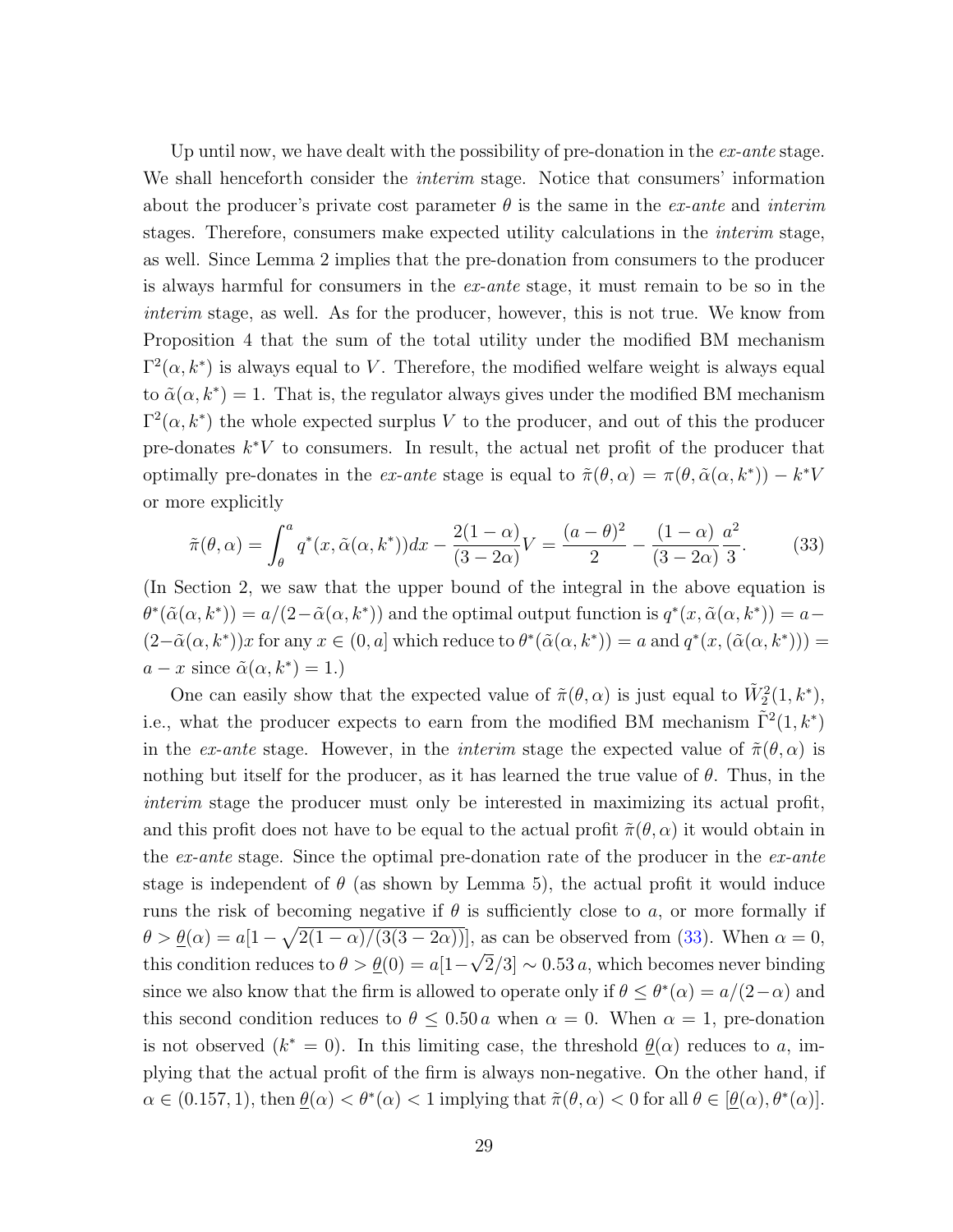Up until now, we have dealt with the possibility of pre-donation in the *ex-ante* stage. We shall henceforth consider the *interim* stage. Notice that consumers' information about the producer's private cost parameter $\theta$ is the same in the *ex-ante* and *interim* stages. Therefore, consumers make expected utility calculations in the *interim* stage, as well. Since Lemma 2 implies that the pre-donation from consumers to the producer is always harmful for consumers in the *ex-ante* stage, it must remain to be so in the *interim* stage, as well. As for the producer, however, this is not true. We know from Proposition 4 that the sum of the total utility under the modified BM mechanism $\Gamma^2(\alpha, k^*)$ is always equal to $V$. Therefore, the modified welfare weight is always equal to $\tilde{\alpha}(\alpha, k^*) = 1$. That is, the regulator always gives under the modified BM mechanism $\Gamma^2(\alpha, k^*)$ the whole expected surplus $V$ to the producer, and out of this the producer pre-donates $k^*V$ to consumers. In result, the actual net profit of the producer that optimally pre-donates in the *ex-ante* stage is equal to $\tilde{\pi}(\theta, \alpha) = \pi(\theta, \tilde{\alpha}(\alpha, k^*)) - k^*V$ or more explicitly

$$\tilde{\pi}(\theta, \alpha) = \int_{\theta}^{a} q^*(x, \tilde{\alpha}(\alpha, k^*))dx - \frac{2(1-\alpha)}{(3-2\alpha)}V = \frac{(a-\theta)^2}{2} - \frac{(1-\alpha)}{(3-2\alpha)}\frac{a^2}{3}. \tag{33}$$

(In Section 2, we saw that the upper bound of the integral in the above equation is $\theta^*(\tilde{\alpha}(\alpha, k^*)) = a/(2-\tilde{\alpha}(\alpha, k^*))$ and the optimal output function is $q^*(x, \tilde{\alpha}(\alpha, k^*)) = a - (2-\tilde{\alpha}(\alpha, k^*))x$ for any $x \in (0, a]$ which reduce to $\theta^*(\tilde{\alpha}(\alpha, k^*)) = a$ and $q^*(x, (\tilde{\alpha}(\alpha, k^*))) = a - x$ since $\tilde{\alpha}(\alpha, k^*) = 1$.)

One can easily show that the expected value of $\tilde{\pi}(\theta, \alpha)$ is just equal to $\tilde{W}_2^2(1, k^*)$, i.e., what the producer expects to earn from the modified BM mechanism $\tilde{\Gamma}^2(1, k^*)$ in the *ex-ante* stage. However, in the *interim* stage the expected value of $\tilde{\pi}(\theta, \alpha)$ is nothing but itself for the producer, as it has learned the true value of $\theta$. Thus, in the *interim* stage the producer must only be interested in maximizing its actual profit, and this profit does not have to be equal to the actual profit $\tilde{\pi}(\theta, \alpha)$ it would obtain in the *ex-ante* stage. Since the optimal pre-donation rate of the producer in the *ex-ante* stage is independent of $\theta$ (as shown by Lemma 5), the actual profit it would induce runs the risk of becoming negative if $\theta$ is sufficiently close to $a$, or more formally if $\theta > \underline{\theta}(\alpha) = a[1 - \sqrt{2(1-\alpha)/(3(3-2\alpha))}]$, as can be observed from (33). When $\alpha = 0$, this condition reduces to $\theta > \underline{\theta}(0) = a[1 - \sqrt{2}/3] \sim 0.53\, a$, which becomes never binding since we also know that the firm is allowed to operate only if $\theta \leq \theta^*(\alpha) = a/(2-\alpha)$ and this second condition reduces to $\theta \leq 0.50\, a$ when $\alpha = 0$. When $\alpha = 1$, pre-donation is not observed ($k^* = 0$). In this limiting case, the threshold $\underline{\theta}(\alpha)$ reduces to $a$, implying that the actual profit of the firm is always non-negative. On the other hand, if $\alpha \in (0.157, 1)$, then $\underline{\theta}(\alpha) < \theta^*(\alpha) < 1$ implying that $\tilde{\pi}(\theta, \alpha) < 0$ for all $\theta \in [\underline{\theta}(\alpha), \theta^*(\alpha)]$.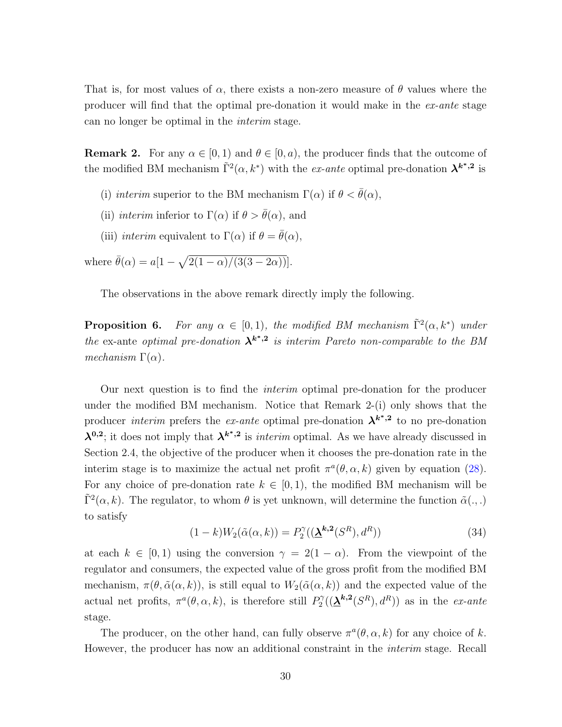That is, for most values of $\alpha$, there exists a non-zero measure of $\theta$ values where the producer will find that the optimal pre-donation it would make in the *ex-ante* stage can no longer be optimal in the *interim* stage.

**Remark 2.** For any $\alpha \in [0, 1)$ and $\theta \in [0, a)$, the producer finds that the outcome of the modified BM mechanism $\tilde{\Gamma}^2(\alpha, k^*)$ with the *ex-ante* optimal pre-donation $\boldsymbol{\lambda}^{\boldsymbol{k^*,2}}$ is

(i) *interim* superior to the BM mechanism $\Gamma(\alpha)$ if $\theta < \bar{\theta}(\alpha)$,

(ii) *interim* inferior to $\Gamma(\alpha)$ if $\theta > \bar{\theta}(\alpha)$, and

(iii) *interim* equivalent to $\Gamma(\alpha)$ if $\theta = \bar{\theta}(\alpha)$,

where $\bar{\theta}(\alpha) = a[1 - \sqrt{2(1-\alpha)/(3(3-2\alpha))}]$.

The observations in the above remark directly imply the following.

**Proposition 6.** *For any $\alpha \in [0, 1)$, the modified BM mechanism $\tilde{\Gamma}^2(\alpha, k^*)$ under the* ex-ante *optimal pre-donation $\boldsymbol{\lambda}^{\boldsymbol{k^*,2}}$ is interim Pareto non-comparable to the BM mechanism $\Gamma(\alpha)$.*

Our next question is to find the *interim* optimal pre-donation for the producer under the modified BM mechanism. Notice that Remark 2-(i) only shows that the producer *interim* prefers the *ex-ante* optimal pre-donation $\boldsymbol{\lambda}^{\boldsymbol{k^*,2}}$ to no pre-donation $\boldsymbol{\lambda}^{\boldsymbol{0,2}}$; it does not imply that $\boldsymbol{\lambda}^{\boldsymbol{k^*,2}}$ is *interim* optimal. As we have already discussed in Section 2.4, the objective of the producer when it chooses the pre-donation rate in the interim stage is to maximize the actual net profit $\pi^a(\theta, \alpha, k)$ given by equation (28). For any choice of pre-donation rate $k \in [0, 1)$, the modified BM mechanism will be $\tilde{\Gamma}^2(\alpha, k)$. The regulator, to whom $\theta$ is yet unknown, will determine the function $\tilde{\alpha}(.,.)$ to satisfy

$$(1-k)W_2(\tilde{\alpha}(\alpha, k)) = P_2^{\gamma}((\underline{\boldsymbol{\lambda}}^{\boldsymbol{k,2}}(S^R), d^R)) \tag{34}$$

at each $k \in [0, 1)$ using the conversion $\gamma = 2(1-\alpha)$. From the viewpoint of the regulator and consumers, the expected value of the gross profit from the modified BM mechanism, $\pi(\theta, \tilde{\alpha}(\alpha, k))$, is still equal to $W_2(\tilde{\alpha}(\alpha, k))$ and the expected value of the actual net profits, $\pi^a(\theta, \alpha, k)$, is therefore still $P_2^{\gamma}((\underline{\boldsymbol{\lambda}}^{\boldsymbol{k,2}}(S^R), d^R))$ as in the *ex-ante* stage.

The producer, on the other hand, can fully observe $\pi^a(\theta, \alpha, k)$ for any choice of $k$. However, the producer has now an additional constraint in the *interim* stage. Recall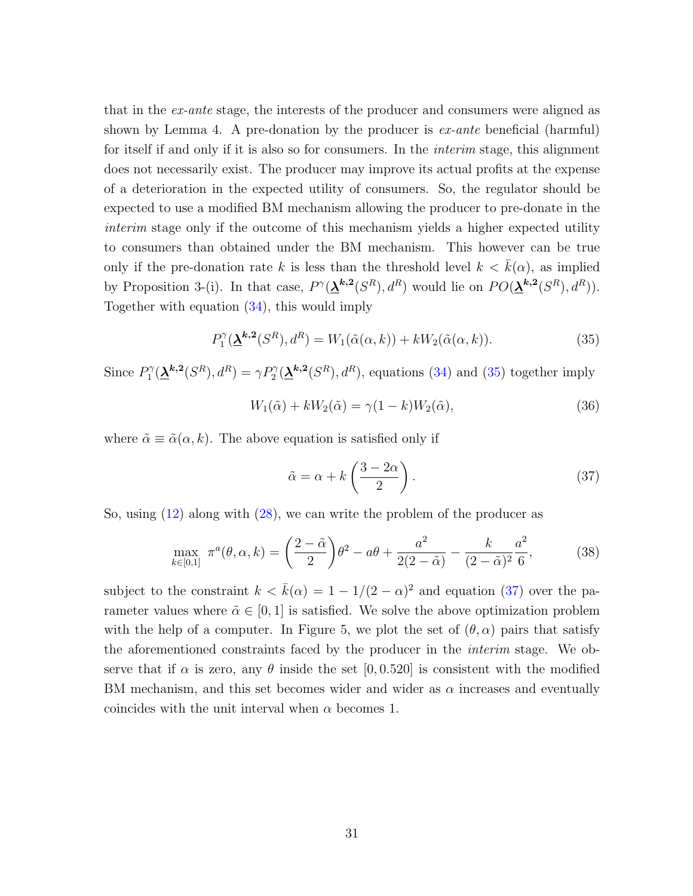that in the *ex-ante* stage, the interests of the producer and consumers were aligned as shown by Lemma 4. A pre-donation by the producer is *ex-ante* beneficial (harmful) for itself if and only if it is also so for consumers. In the *interim* stage, this alignment does not necessarily exist. The producer may improve its actual profits at the expense of a deterioration in the expected utility of consumers. So, the regulator should be expected to use a modified BM mechanism allowing the producer to pre-donate in the *interim* stage only if the outcome of this mechanism yields a higher expected utility to consumers than obtained under the BM mechanism. This however can be true only if the pre-donation rate $k$ is less than the threshold level $k < \bar{k}(\alpha)$, as implied by Proposition 3-(i). In that case, $P^{\gamma}(\underline{\boldsymbol{\lambda}}^{\boldsymbol{k,2}}(S^R), d^R)$ would lie on $PO(\underline{\boldsymbol{\lambda}}^{\boldsymbol{k,2}}(S^R), d^R))$. Together with equation (34), this would imply

$$P_1^{\gamma}(\underline{\boldsymbol{\lambda}}^{\boldsymbol{k,2}}(S^R), d^R) = W_1(\tilde{\alpha}(\alpha, k)) + kW_2(\tilde{\alpha}(\alpha, k)). \tag{35}$$

Since $P_1^{\gamma}(\underline{\boldsymbol{\lambda}}^{\boldsymbol{k,2}}(S^R), d^R) = \gamma P_2^{\gamma}(\underline{\boldsymbol{\lambda}}^{\boldsymbol{k,2}}(S^R), d^R)$, equations (34) and (35) together imply

$$W_1(\tilde{\alpha}) + kW_2(\tilde{\alpha}) = \gamma(1-k)W_2(\tilde{\alpha}), \tag{36}$$

where $\tilde{\alpha} \equiv \tilde{\alpha}(\alpha, k)$. The above equation is satisfied only if

$$\tilde{\alpha} = \alpha + k\left(\frac{3 - 2\alpha}{2}\right). \tag{37}$$

So, using (12) along with (28), we can write the problem of the producer as

$$\max_{k \in [0,1]} \ \pi^a(\theta, \alpha, k) = \left(\frac{2 - \tilde{\alpha}}{2}\right)\theta^2 - a\theta + \frac{a^2}{2(2 - \tilde{\alpha})} - \frac{k}{(2 - \tilde{\alpha})^2}\frac{a^2}{6}, \tag{38}$$

subject to the constraint $k < \bar{k}(\alpha) = 1 - 1/(2 - \alpha)^2$ and equation (37) over the parameter values where $\tilde{\alpha} \in [0, 1]$ is satisfied. We solve the above optimization problem with the help of a computer. In Figure 5, we plot the set of $(\theta, \alpha)$ pairs that satisfy the aforementioned constraints faced by the producer in the *interim* stage. We observe that if $\alpha$ is zero, any $\theta$ inside the set $[0, 0.520]$ is consistent with the modified BM mechanism, and this set becomes wider and wider as $\alpha$ increases and eventually coincides with the unit interval when $\alpha$ becomes 1.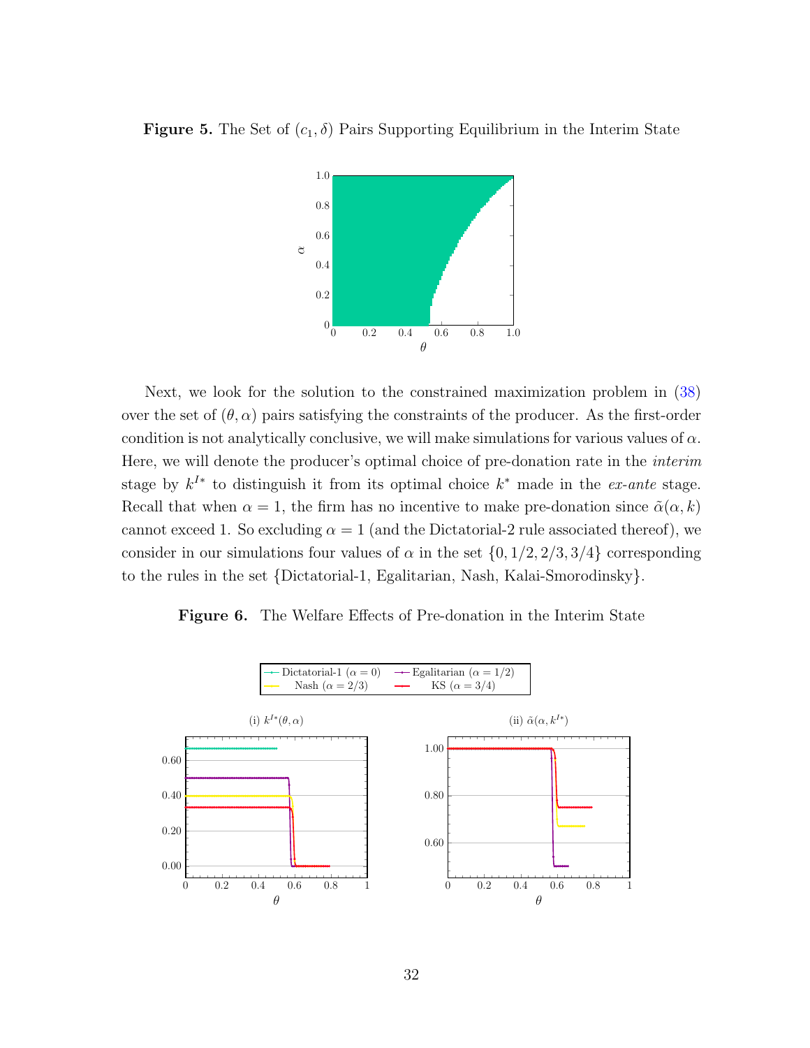**Figure 5.** The Set of $(c_1, \delta)$ Pairs Supporting Equilibrium in the Interim State

Next, we look for the solution to the constrained maximization problem in (38) over the set of $(\theta, \alpha)$ pairs satisfying the constraints of the producer. As the first-order condition is not analytically conclusive, we will make simulations for various values of $\alpha$. Here, we will denote the producer's optimal choice of pre-donation rate in the *interim* stage by $k^{I*}$ to distinguish it from its optimal choice $k^*$ made in the *ex-ante* stage. Recall that when $\alpha = 1$, the firm has no incentive to make pre-donation since $\tilde{\alpha}(\alpha, k)$ cannot exceed 1. So excluding $\alpha = 1$ (and the Dictatorial-2 rule associated thereof), we consider in our simulations four values of $\alpha$ in the set $\{0, 1/2, 2/3, 3/4\}$ corresponding to the rules in the set {Dictatorial-1, Egalitarian, Nash, Kalai-Smorodinsky}.

**Figure 6.** The Welfare Effects of Pre-donation in the Interim State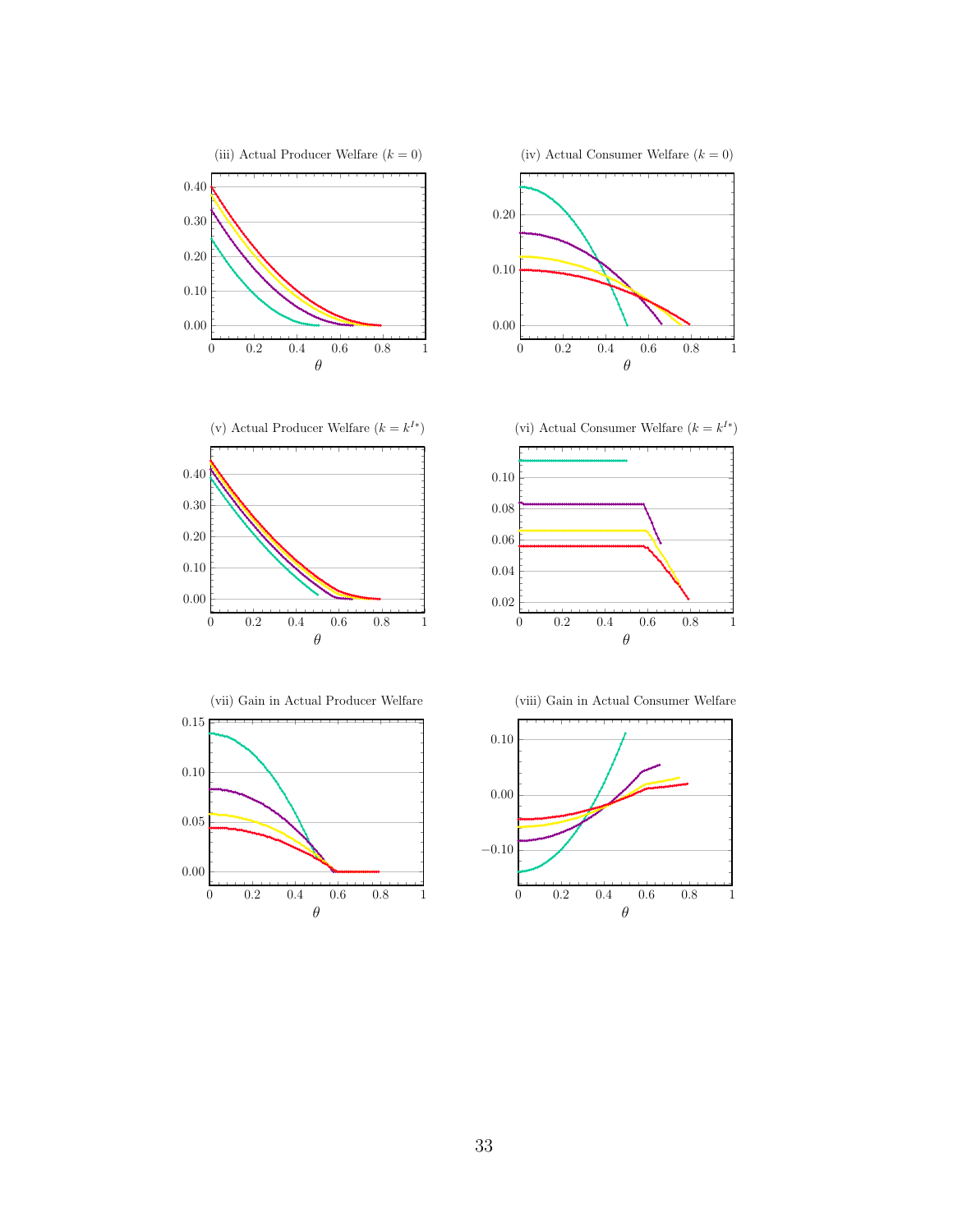(iii) Actual Producer Welfare ($k = 0$)

(iv) Actual Consumer Welfare ($k = 0$)

(v) Actual Producer Welfare ($k = k^{I*}$)

(vi) Actual Consumer Welfare ($k = k^{I*}$)

(vii) Gain in Actual Producer Welfare

(viii) Gain in Actual Consumer Welfare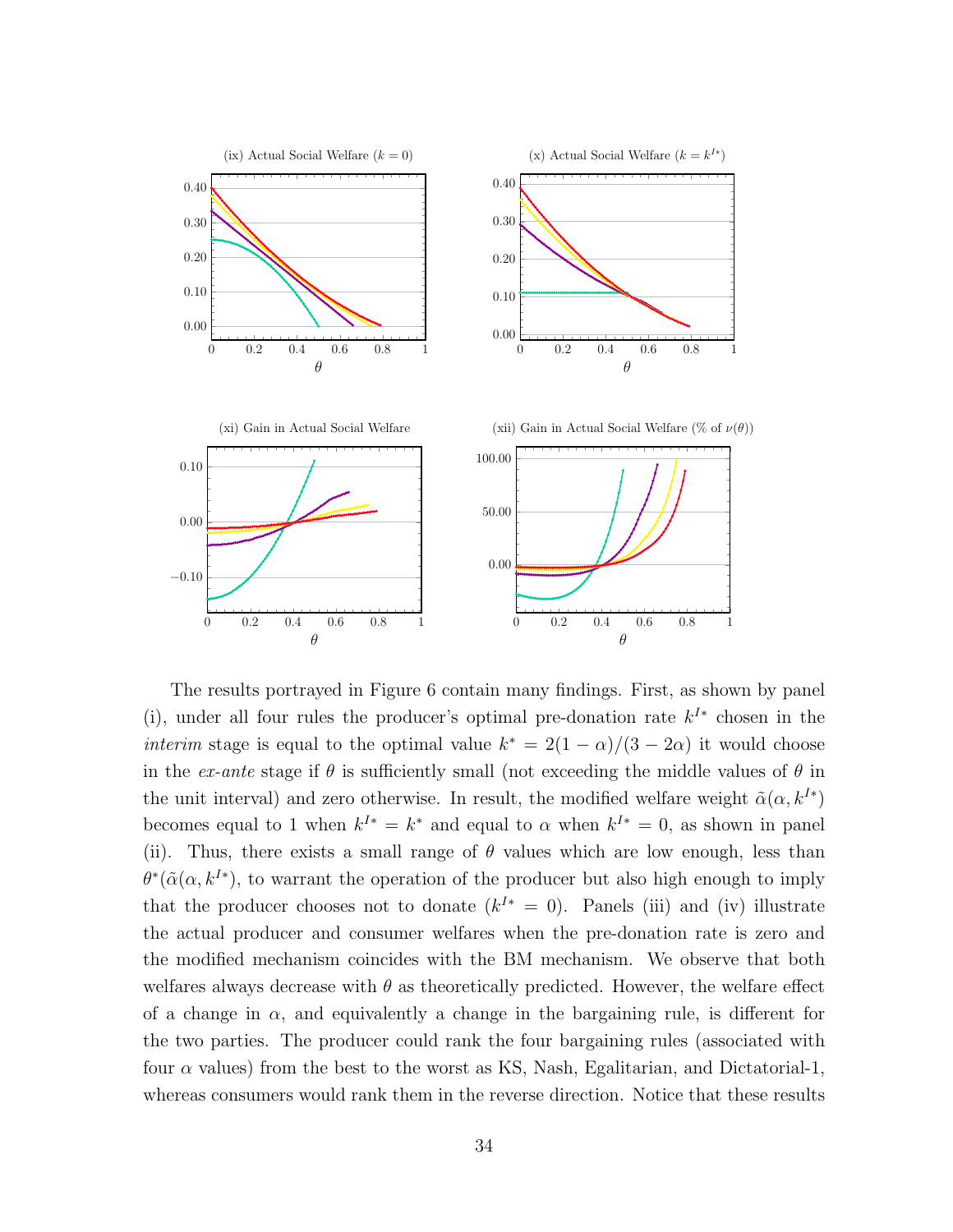(ix) Actual Social Welfare ($k = 0$)

(x) Actual Social Welfare ($k = k^{I*}$)

(xi) Gain in Actual Social Welfare

(xii) Gain in Actual Social Welfare (% of $\nu(\theta)$)

The results portrayed in Figure 6 contain many findings. First, as shown by panel (i), under all four rules the producer's optimal pre-donation rate $k^{I*}$ chosen in the *interim* stage is equal to the optimal value $k^* = 2(1-\alpha)/(3-2\alpha)$ it would choose in the *ex-ante* stage if $\theta$ is sufficiently small (not exceeding the middle values of $\theta$ in the unit interval) and zero otherwise. In result, the modified welfare weight $\tilde{\alpha}(\alpha, k^{I*})$ becomes equal to 1 when $k^{I*} = k^*$ and equal to $\alpha$ when $k^{I*} = 0$, as shown in panel (ii). Thus, there exists a small range of $\theta$ values which are low enough, less than $\theta^*(\tilde{\alpha}(\alpha, k^{I*}))$, to warrant the operation of the producer but also high enough to imply that the producer chooses not to donate ($k^{I*} = 0$). Panels (iii) and (iv) illustrate the actual producer and consumer welfares when the pre-donation rate is zero and the modified mechanism coincides with the BM mechanism. We observe that both welfares always decrease with $\theta$ as theoretically predicted. However, the welfare effect of a change in $\alpha$, and equivalently a change in the bargaining rule, is different for the two parties. The producer could rank the four bargaining rules (associated with four $\alpha$ values) from the best to the worst as KS, Nash, Egalitarian, and Dictatorial-1, whereas consumers would rank them in the reverse direction. Notice that these results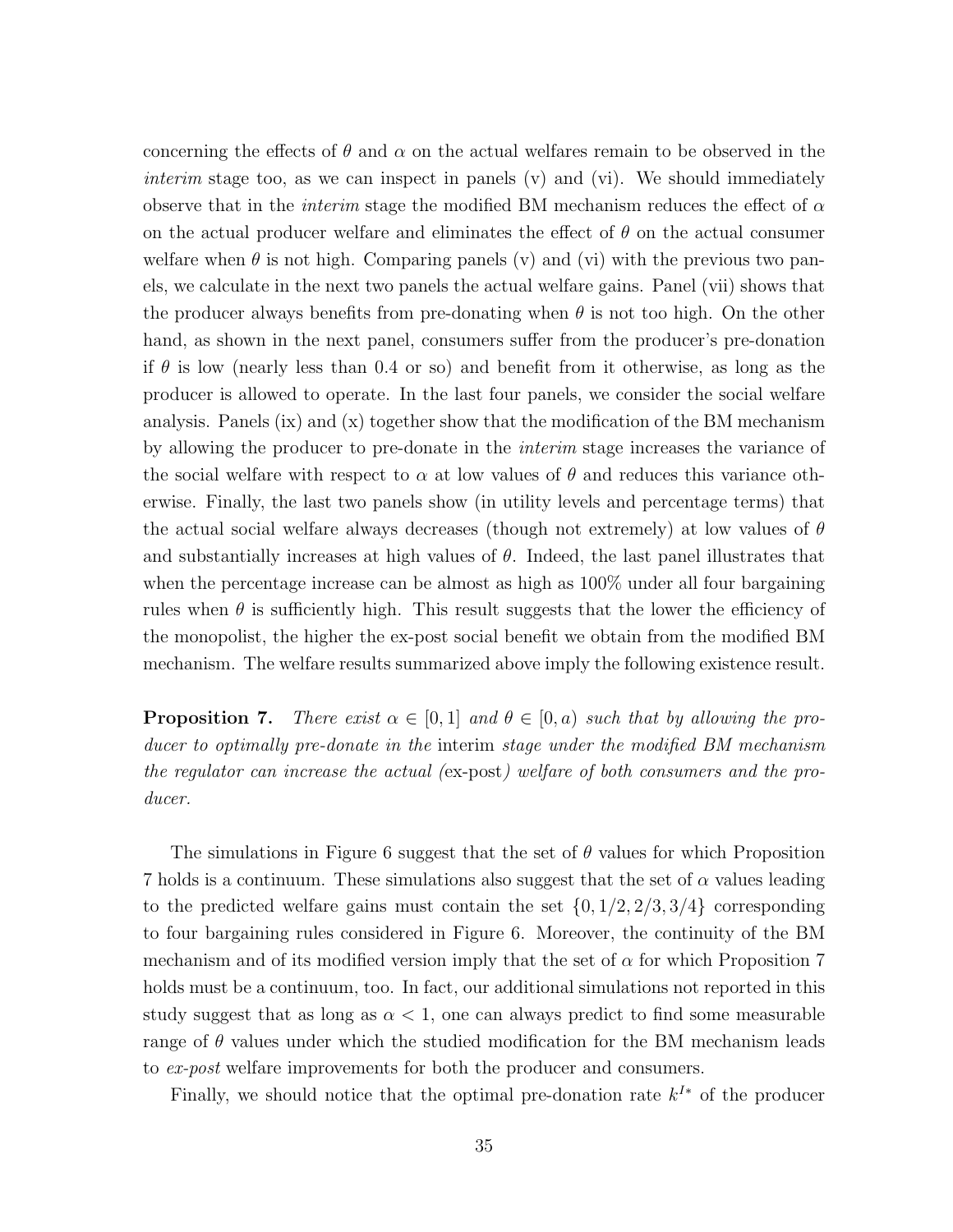concerning the effects of $\theta$ and $\alpha$ on the actual welfares remain to be observed in the *interim* stage too, as we can inspect in panels (v) and (vi). We should immediately observe that in the *interim* stage the modified BM mechanism reduces the effect of $\alpha$ on the actual producer welfare and eliminates the effect of $\theta$ on the actual consumer welfare when $\theta$ is not high. Comparing panels (v) and (vi) with the previous two panels, we calculate in the next two panels the actual welfare gains. Panel (vii) shows that the producer always benefits from pre-donating when $\theta$ is not too high. On the other hand, as shown in the next panel, consumers suffer from the producer's pre-donation if $\theta$ is low (nearly less than 0.4 or so) and benefit from it otherwise, as long as the producer is allowed to operate. In the last four panels, we consider the social welfare analysis. Panels (ix) and (x) together show that the modification of the BM mechanism by allowing the producer to pre-donate in the *interim* stage increases the variance of the social welfare with respect to $\alpha$ at low values of $\theta$ and reduces this variance otherwise. Finally, the last two panels show (in utility levels and percentage terms) that the actual social welfare always decreases (though not extremely) at low values of $\theta$ and substantially increases at high values of $\theta$. Indeed, the last panel illustrates that when the percentage increase can be almost as high as 100% under all four bargaining rules when $\theta$ is sufficiently high. This result suggests that the lower the efficiency of the monopolist, the higher the ex-post social benefit we obtain from the modified BM mechanism. The welfare results summarized above imply the following existence result.

**Proposition 7.** *There exist $\alpha \in [0, 1]$ and $\theta \in [0, a)$ such that by allowing the producer to optimally pre-donate in the* interim *stage under the modified BM mechanism the regulator can increase the actual (*ex-post*) welfare of both consumers and the producer.*

The simulations in Figure 6 suggest that the set of $\theta$ values for which Proposition 7 holds is a continuum. These simulations also suggest that the set of $\alpha$ values leading to the predicted welfare gains must contain the set $\{0, 1/2, 2/3, 3/4\}$ corresponding to four bargaining rules considered in Figure 6. Moreover, the continuity of the BM mechanism and of its modified version imply that the set of $\alpha$ for which Proposition 7 holds must be a continuum, too. In fact, our additional simulations not reported in this study suggest that as long as $\alpha < 1$, one can always predict to find some measurable range of $\theta$ values under which the studied modification for the BM mechanism leads to *ex-post* welfare improvements for both the producer and consumers.

Finally, we should notice that the optimal pre-donation rate $k^{I*}$ of the producer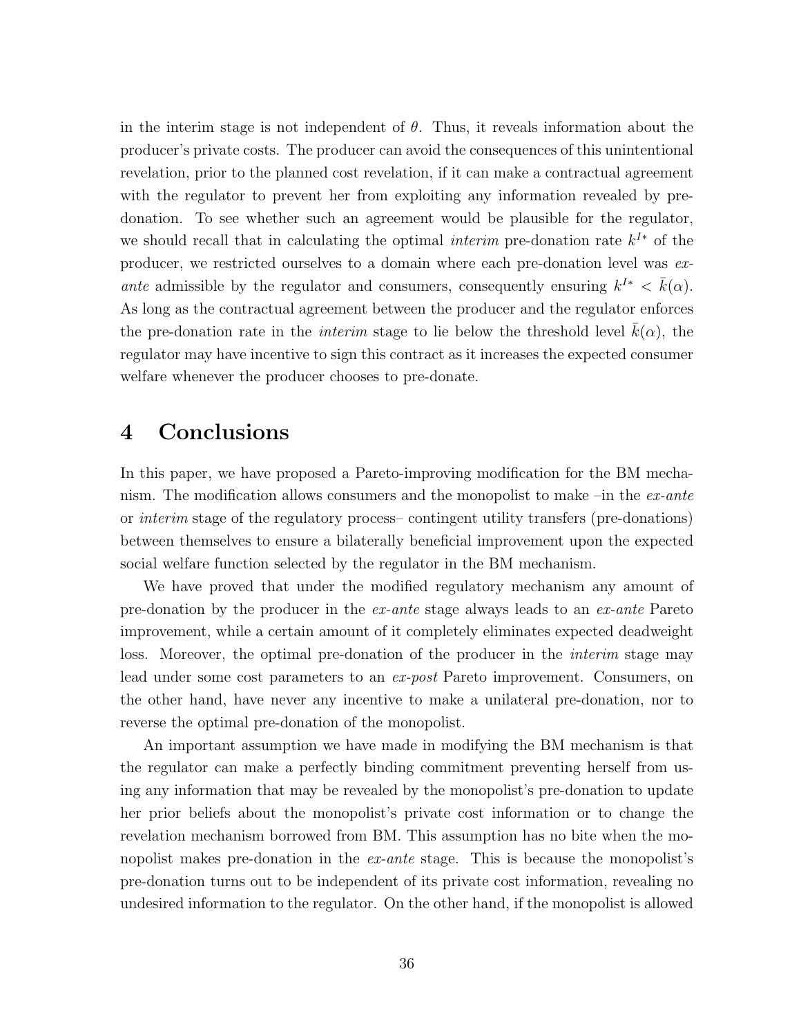in the interim stage is not independent of $\theta$. Thus, it reveals information about the producer's private costs. The producer can avoid the consequences of this unintentional revelation, prior to the planned cost revelation, if it can make a contractual agreement with the regulator to prevent her from exploiting any information revealed by pre-donation. To see whether such an agreement would be plausible for the regulator, we should recall that in calculating the optimal *interim* pre-donation rate $k^{I*}$ of the producer, we restricted ourselves to a domain where each pre-donation level was *ex-ante* admissible by the regulator and consumers, consequently ensuring $k^{I*} < \bar{k}(\alpha)$. As long as the contractual agreement between the producer and the regulator enforces the pre-donation rate in the *interim* stage to lie below the threshold level $\bar{k}(\alpha)$, the regulator may have incentive to sign this contract as it increases the expected consumer welfare whenever the producer chooses to pre-donate.

# 4 Conclusions

In this paper, we have proposed a Pareto-improving modification for the BM mechanism. The modification allows consumers and the monopolist to make –in the *ex-ante* or *interim* stage of the regulatory process– contingent utility transfers (pre-donations) between themselves to ensure a bilaterally beneficial improvement upon the expected social welfare function selected by the regulator in the BM mechanism.

We have proved that under the modified regulatory mechanism any amount of pre-donation by the producer in the *ex-ante* stage always leads to an *ex-ante* Pareto improvement, while a certain amount of it completely eliminates expected deadweight loss. Moreover, the optimal pre-donation of the producer in the *interim* stage may lead under some cost parameters to an *ex-post* Pareto improvement. Consumers, on the other hand, have never any incentive to make a unilateral pre-donation, nor to reverse the optimal pre-donation of the monopolist.

An important assumption we have made in modifying the BM mechanism is that the regulator can make a perfectly binding commitment preventing herself from using any information that may be revealed by the monopolist's pre-donation to update her prior beliefs about the monopolist's private cost information or to change the revelation mechanism borrowed from BM. This assumption has no bite when the monopolist makes pre-donation in the *ex-ante* stage. This is because the monopolist's pre-donation turns out to be independent of its private cost information, revealing no undesired information to the regulator. On the other hand, if the monopolist is allowed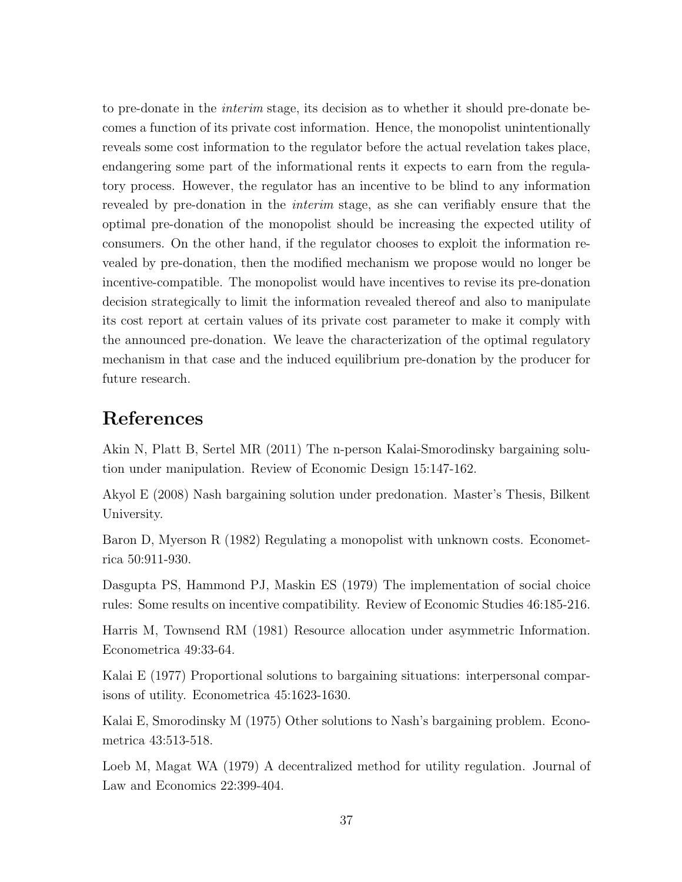to pre-donate in the *interim* stage, its decision as to whether it should pre-donate becomes a function of its private cost information. Hence, the monopolist unintentionally reveals some cost information to the regulator before the actual revelation takes place, endangering some part of the informational rents it expects to earn from the regulatory process. However, the regulator has an incentive to be blind to any information revealed by pre-donation in the *interim* stage, as she can verifiably ensure that the optimal pre-donation of the monopolist should be increasing the expected utility of consumers. On the other hand, if the regulator chooses to exploit the information revealed by pre-donation, then the modified mechanism we propose would no longer be incentive-compatible. The monopolist would have incentives to revise its pre-donation decision strategically to limit the information revealed thereof and also to manipulate its cost report at certain values of its private cost parameter to make it comply with the announced pre-donation. We leave the characterization of the optimal regulatory mechanism in that case and the induced equilibrium pre-donation by the producer for future research.

# References

Akin N, Platt B, Sertel MR (2011) The n-person Kalai-Smorodinsky bargaining solution under manipulation. Review of Economic Design 15:147-162.

Akyol E (2008) Nash bargaining solution under predonation. Master's Thesis, Bilkent University.

Baron D, Myerson R (1982) Regulating a monopolist with unknown costs. Econometrica 50:911-930.

Dasgupta PS, Hammond PJ, Maskin ES (1979) The implementation of social choice rules: Some results on incentive compatibility. Review of Economic Studies 46:185-216.

Harris M, Townsend RM (1981) Resource allocation under asymmetric Information. Econometrica 49:33-64.

Kalai E (1977) Proportional solutions to bargaining situations: interpersonal comparisons of utility. Econometrica 45:1623-1630.

Kalai E, Smorodinsky M (1975) Other solutions to Nash's bargaining problem. Econometrica 43:513-518.

Loeb M, Magat WA (1979) A decentralized method for utility regulation. Journal of Law and Economics 22:399-404.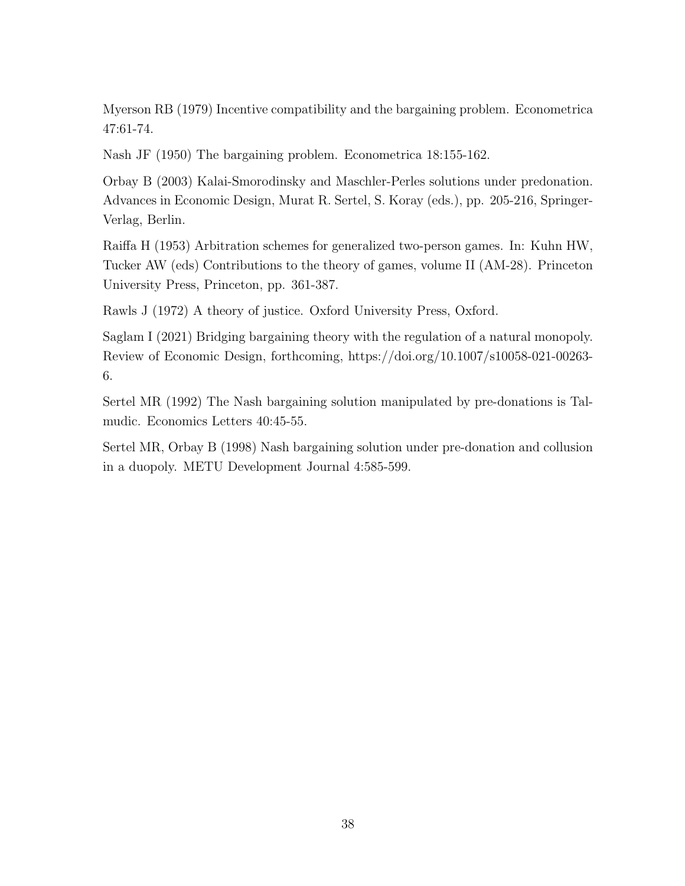Myerson RB (1979) Incentive compatibility and the bargaining problem. Econometrica 47:61-74.

Nash JF (1950) The bargaining problem. Econometrica 18:155-162.

Orbay B (2003) Kalai-Smorodinsky and Maschler-Perles solutions under predonation. Advances in Economic Design, Murat R. Sertel, S. Koray (eds.), pp. 205-216, Springer-Verlag, Berlin.

Raiffa H (1953) Arbitration schemes for generalized two-person games. In: Kuhn HW, Tucker AW (eds) Contributions to the theory of games, volume II (AM-28). Princeton University Press, Princeton, pp. 361-387.

Rawls J (1972) A theory of justice. Oxford University Press, Oxford.

Saglam I (2021) Bridging bargaining theory with the regulation of a natural monopoly. Review of Economic Design, forthcoming, https://doi.org/10.1007/s10058-021-00263-6.

Sertel MR (1992) The Nash bargaining solution manipulated by pre-donations is Talmudic. Economics Letters 40:45-55.

Sertel MR, Orbay B (1998) Nash bargaining solution under pre-donation and collusion in a duopoly. METU Development Journal 4:585-599.